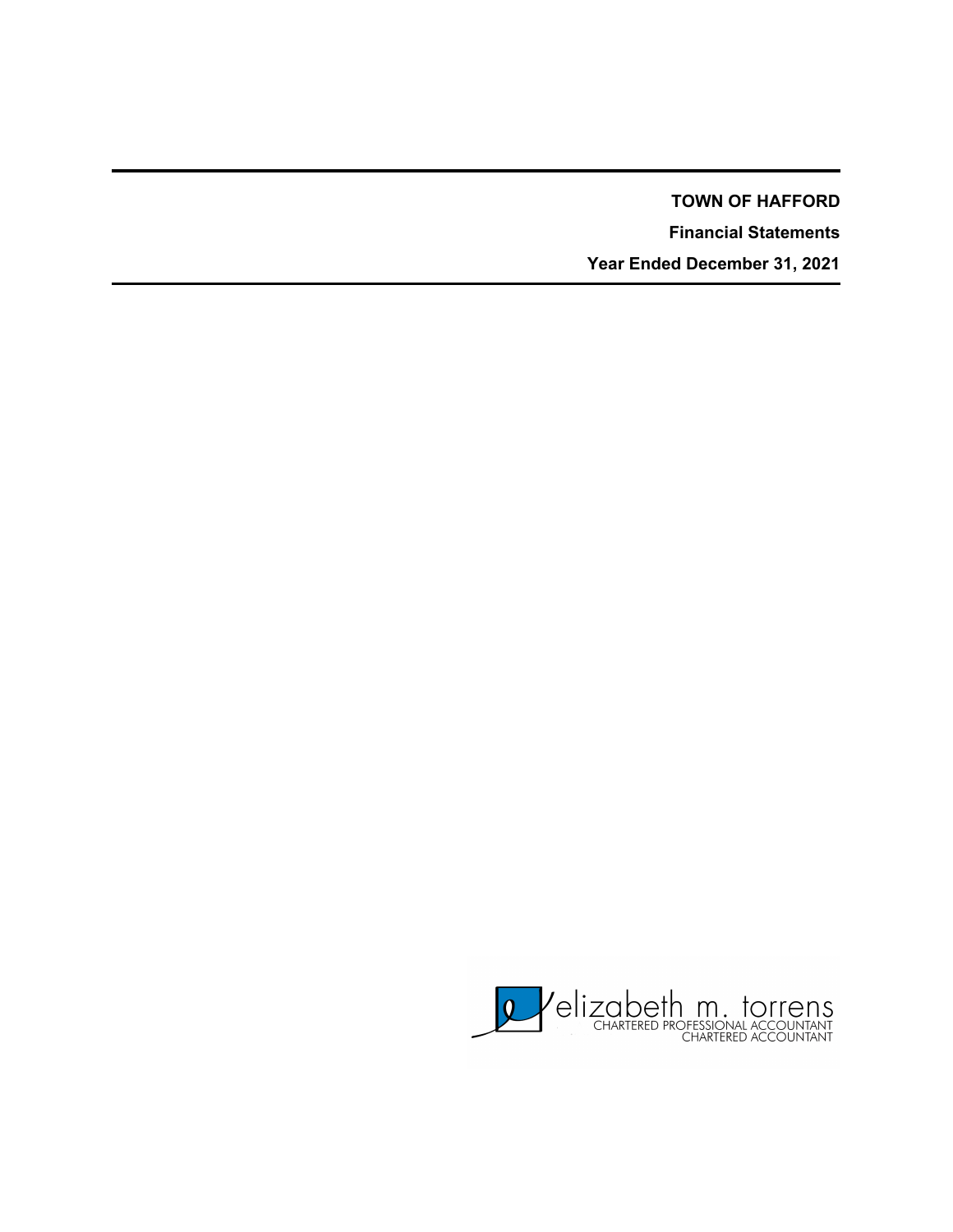**TOWN OF HAFFORD**

**Financial Statements**

**Year Ended December 31, 2021**

elizabeth m. torrens
CHARTERED PROFESSIONAL ACCOUNTANT
CHARTERED ACCOUNTANT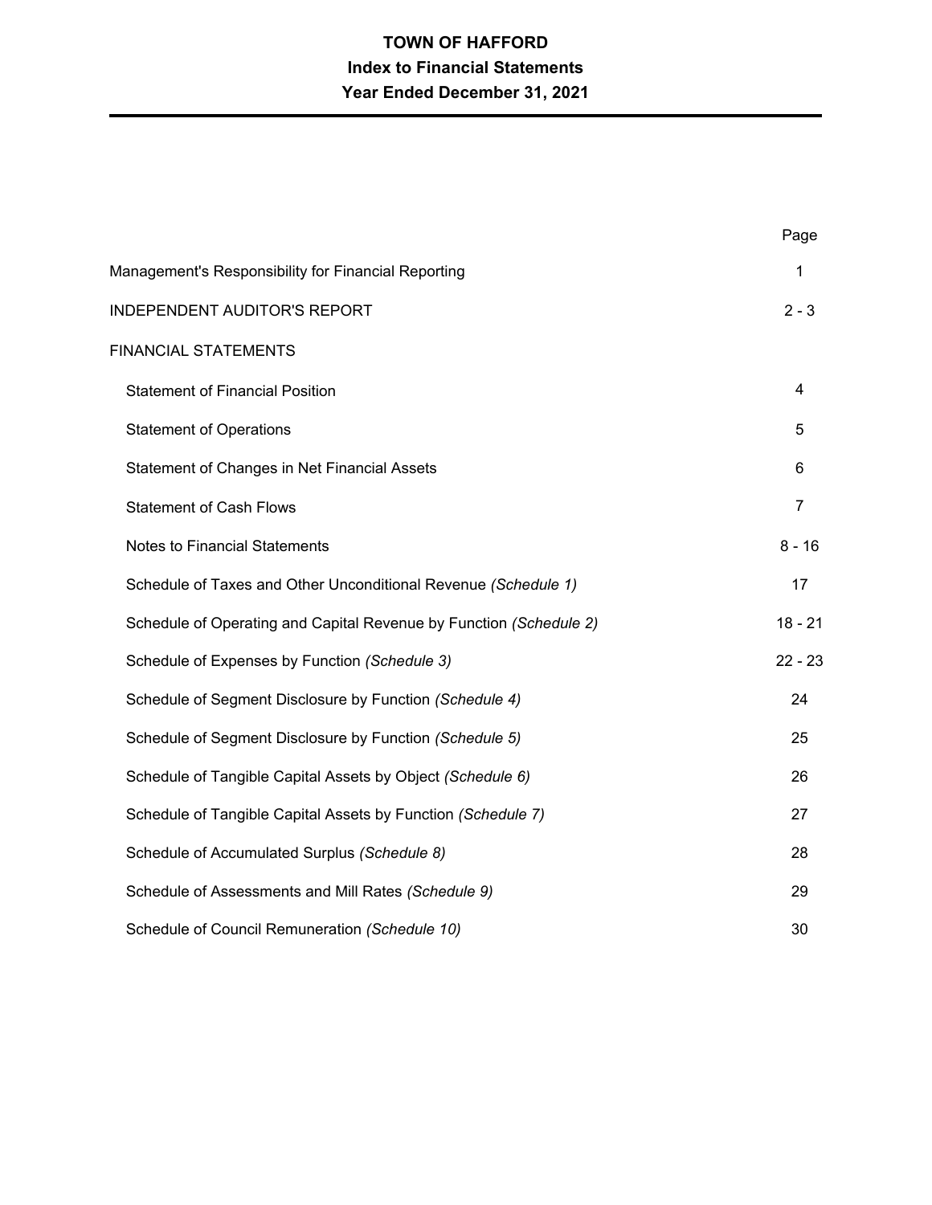# TOWN OF HAFFORD

## Index to Financial Statements

## Year Ended December 31, 2021

| | Page |
|---|---|
| Management's Responsibility for Financial Reporting | 1 |
| INDEPENDENT AUDITOR'S REPORT | 2 - 3 |
| FINANCIAL STATEMENTS | |
| Statement of Financial Position | 4 |
| Statement of Operations | 5 |
| Statement of Changes in Net Financial Assets | 6 |
| Statement of Cash Flows | 7 |
| Notes to Financial Statements | 8 - 16 |
| Schedule of Taxes and Other Unconditional Revenue *(Schedule 1)* | 17 |
| Schedule of Operating and Capital Revenue by Function *(Schedule 2)* | 18 - 21 |
| Schedule of Expenses by Function *(Schedule 3)* | 22 - 23 |
| Schedule of Segment Disclosure by Function *(Schedule 4)* | 24 |
| Schedule of Segment Disclosure by Function *(Schedule 5)* | 25 |
| Schedule of Tangible Capital Assets by Object *(Schedule 6)* | 26 |
| Schedule of Tangible Capital Assets by Function *(Schedule 7)* | 27 |
| Schedule of Accumulated Surplus *(Schedule 8)* | 28 |
| Schedule of Assessments and Mill Rates *(Schedule 9)* | 29 |
| Schedule of Council Remuneration *(Schedule 10)* | 30 |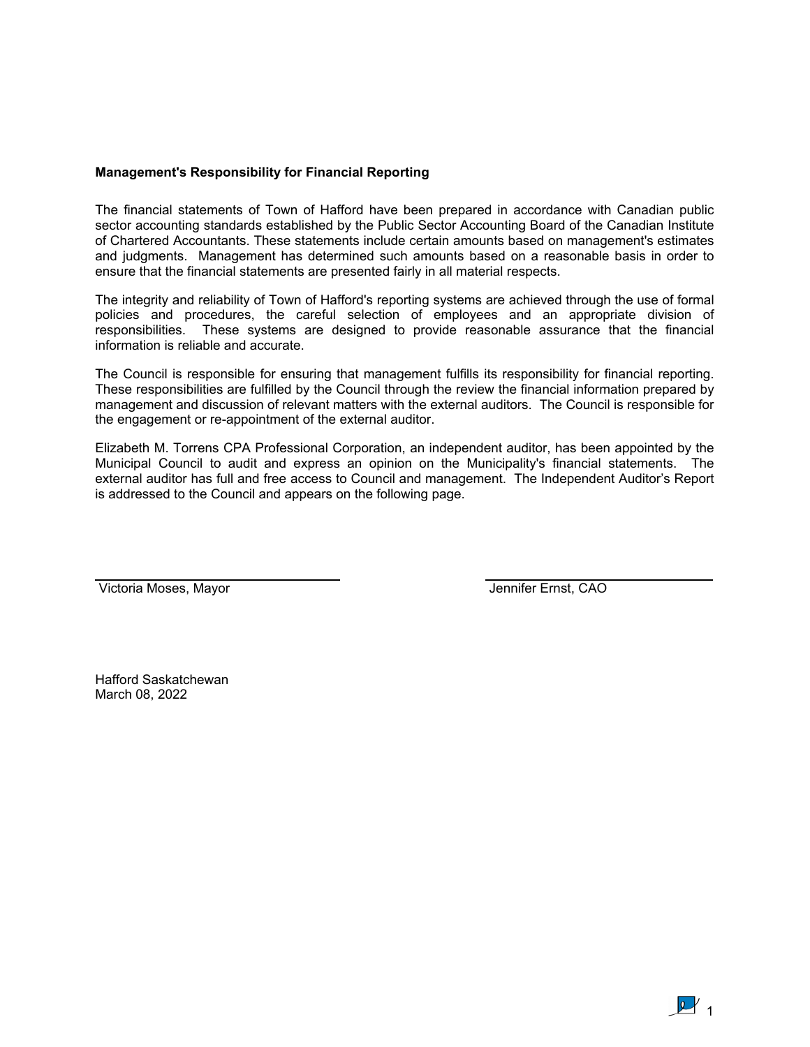**Management's Responsibility for Financial Reporting**

The financial statements of Town of Hafford have been prepared in accordance with Canadian public sector accounting standards established by the Public Sector Accounting Board of the Canadian Institute of Chartered Accountants. These statements include certain amounts based on management's estimates and judgments. Management has determined such amounts based on a reasonable basis in order to ensure that the financial statements are presented fairly in all material respects.

The integrity and reliability of Town of Hafford's reporting systems are achieved through the use of formal policies and procedures, the careful selection of employees and an appropriate division of responsibilities. These systems are designed to provide reasonable assurance that the financial information is reliable and accurate.

The Council is responsible for ensuring that management fulfills its responsibility for financial reporting. These responsibilities are fulfilled by the Council through the review the financial information prepared by management and discussion of relevant matters with the external auditors. The Council is responsible for the engagement or re-appointment of the external auditor.

Elizabeth M. Torrens CPA Professional Corporation, an independent auditor, has been appointed by the Municipal Council to audit and express an opinion on the Municipality's financial statements. The external auditor has full and free access to Council and management. The Independent Auditor's Report is addressed to the Council and appears on the following page.

Victoria Moses, Mayor

Jennifer Ernst, CAO

Hafford Saskatchewan
March 08, 2022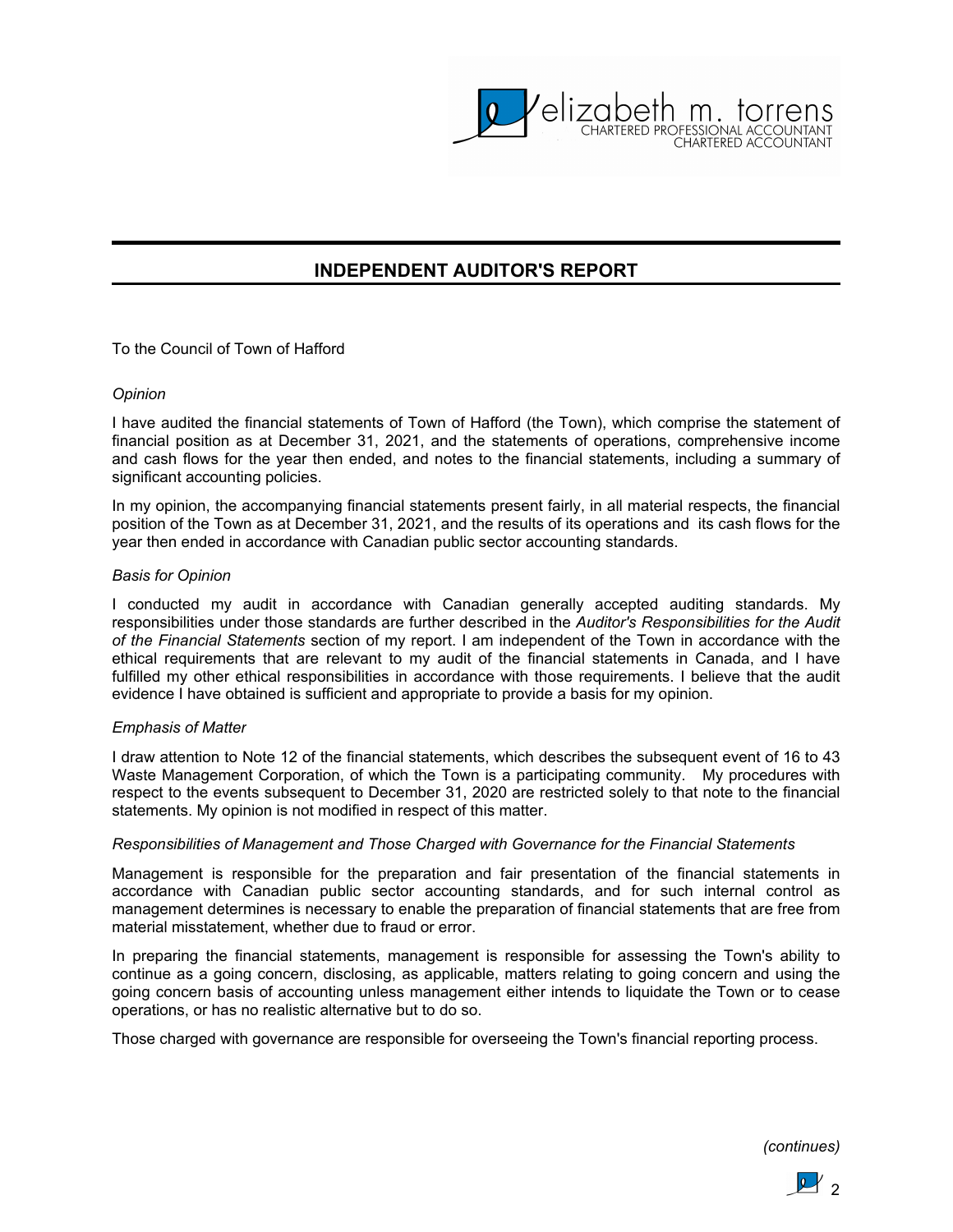elizabeth m. torrens
CHARTERED PROFESSIONAL ACCOUNTANT
CHARTERED ACCOUNTANT

## INDEPENDENT AUDITOR'S REPORT

To the Council of Town of Hafford

*Opinion*

I have audited the financial statements of Town of Hafford (the Town), which comprise the statement of financial position as at December 31, 2021, and the statements of operations, comprehensive income and cash flows for the year then ended, and notes to the financial statements, including a summary of significant accounting policies.

In my opinion, the accompanying financial statements present fairly, in all material respects, the financial position of the Town as at December 31, 2021, and the results of its operations and its cash flows for the year then ended in accordance with Canadian public sector accounting standards.

*Basis for Opinion*

I conducted my audit in accordance with Canadian generally accepted auditing standards. My responsibilities under those standards are further described in the *Auditor's Responsibilities for the Audit of the Financial Statements* section of my report. I am independent of the Town in accordance with the ethical requirements that are relevant to my audit of the financial statements in Canada, and I have fulfilled my other ethical responsibilities in accordance with those requirements. I believe that the audit evidence I have obtained is sufficient and appropriate to provide a basis for my opinion.

*Emphasis of Matter*

I draw attention to Note 12 of the financial statements, which describes the subsequent event of 16 to 43 Waste Management Corporation, of which the Town is a participating community. My procedures with respect to the events subsequent to December 31, 2020 are restricted solely to that note to the financial statements. My opinion is not modified in respect of this matter.

*Responsibilities of Management and Those Charged with Governance for the Financial Statements*

Management is responsible for the preparation and fair presentation of the financial statements in accordance with Canadian public sector accounting standards, and for such internal control as management determines is necessary to enable the preparation of financial statements that are free from material misstatement, whether due to fraud or error.

In preparing the financial statements, management is responsible for assessing the Town's ability to continue as a going concern, disclosing, as applicable, matters relating to going concern and using the going concern basis of accounting unless management either intends to liquidate the Town or to cease operations, or has no realistic alternative but to do so.

Those charged with governance are responsible for overseeing the Town's financial reporting process.

*(continues)*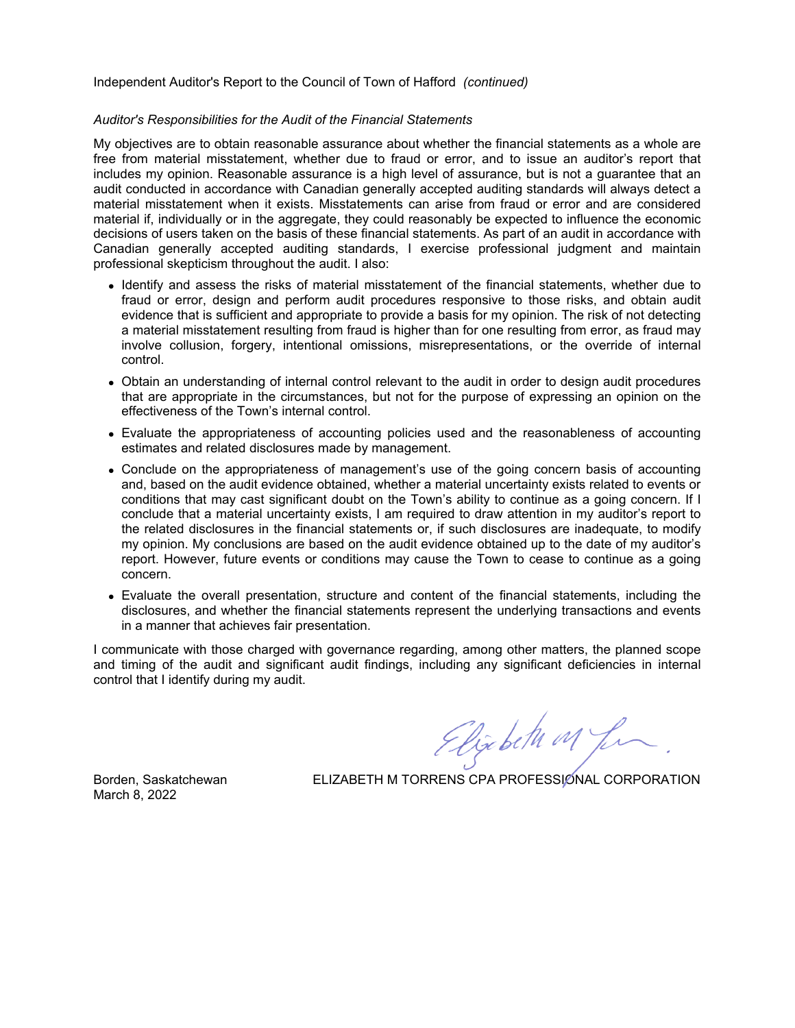Independent Auditor's Report to the Council of Town of Hafford *(continued)*

*Auditor's Responsibilities for the Audit of the Financial Statements*

My objectives are to obtain reasonable assurance about whether the financial statements as a whole are free from material misstatement, whether due to fraud or error, and to issue an auditor's report that includes my opinion. Reasonable assurance is a high level of assurance, but is not a guarantee that an audit conducted in accordance with Canadian generally accepted auditing standards will always detect a material misstatement when it exists. Misstatements can arise from fraud or error and are considered material if, individually or in the aggregate, they could reasonably be expected to influence the economic decisions of users taken on the basis of these financial statements. As part of an audit in accordance with Canadian generally accepted auditing standards, I exercise professional judgment and maintain professional skepticism throughout the audit. I also:

- Identify and assess the risks of material misstatement of the financial statements, whether due to fraud or error, design and perform audit procedures responsive to those risks, and obtain audit evidence that is sufficient and appropriate to provide a basis for my opinion. The risk of not detecting a material misstatement resulting from fraud is higher than for one resulting from error, as fraud may involve collusion, forgery, intentional omissions, misrepresentations, or the override of internal control.
- Obtain an understanding of internal control relevant to the audit in order to design audit procedures that are appropriate in the circumstances, but not for the purpose of expressing an opinion on the effectiveness of the Town's internal control.
- Evaluate the appropriateness of accounting policies used and the reasonableness of accounting estimates and related disclosures made by management.
- Conclude on the appropriateness of management's use of the going concern basis of accounting and, based on the audit evidence obtained, whether a material uncertainty exists related to events or conditions that may cast significant doubt on the Town's ability to continue as a going concern. If I conclude that a material uncertainty exists, I am required to draw attention in my auditor's report to the related disclosures in the financial statements or, if such disclosures are inadequate, to modify my opinion. My conclusions are based on the audit evidence obtained up to the date of my auditor's report. However, future events or conditions may cause the Town to cease to continue as a going concern.
- Evaluate the overall presentation, structure and content of the financial statements, including the disclosures, and whether the financial statements represent the underlying transactions and events in a manner that achieves fair presentation.

I communicate with those charged with governance regarding, among other matters, the planned scope and timing of the audit and significant audit findings, including any significant deficiencies in internal control that I identify during my audit.

Borden, Saskatchewan
March 8, 2022

ELIZABETH M TORRENS CPA PROFESSIONAL CORPORATION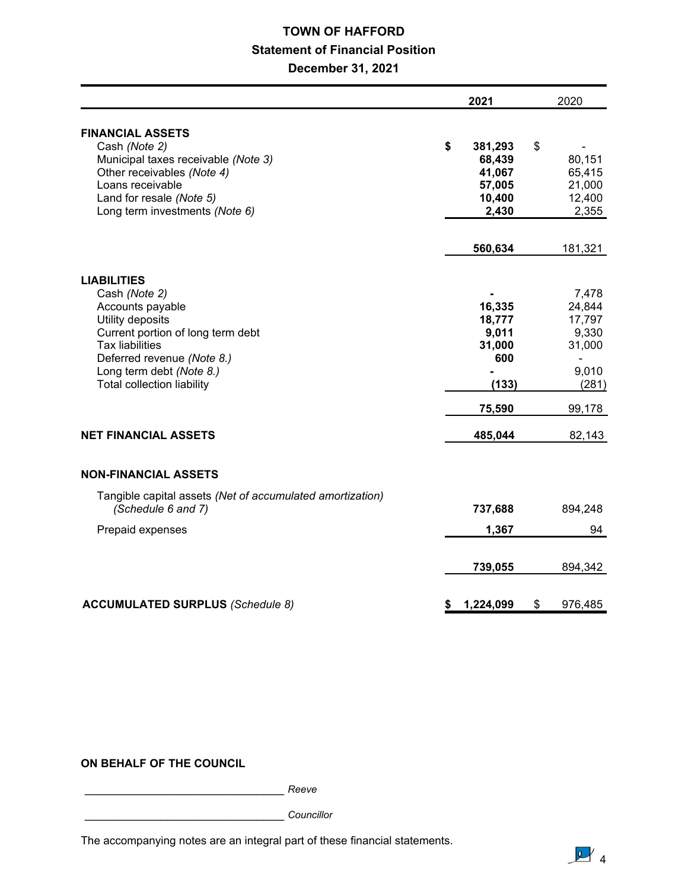# TOWN OF HAFFORD

## Statement of Financial Position

### December 31, 2021

| | 2021 | 2020 |
|---|---|---|
| **FINANCIAL ASSETS** | | |
| Cash *(Note 2)* | **$ 381,293** | $ - |
| Municipal taxes receivable *(Note 3)* | **68,439** | 80,151 |
| Other receivables *(Note 4)* | **41,067** | 65,415 |
| Loans receivable | **57,005** | 21,000 |
| Land for resale *(Note 5)* | **10,400** | 12,400 |
| Long term investments *(Note 6)* | **2,430** | 2,355 |
| | **560,634** | 181,321 |
| **LIABILITIES** | | |
| Cash *(Note 2)* | **-** | 7,478 |
| Accounts payable | **16,335** | 24,844 |
| Utility deposits | **18,777** | 17,797 |
| Current portion of long term debt | **9,011** | 9,330 |
| Tax liabilities | **31,000** | 31,000 |
| Deferred revenue *(Note 8.)* | **600** | - |
| Long term debt *(Note 8.)* | **-** | 9,010 |
| Total collection liability | **(133)** | (281) |
| | **75,590** | 99,178 |
| **NET FINANCIAL ASSETS** | **485,044** | 82,143 |
| **NON-FINANCIAL ASSETS** | | |
| Tangible capital assets *(Net of accumulated amortization) (Schedule 6 and 7)* | **737,688** | 894,248 |
| Prepaid expenses | **1,367** | 94 |
| | **739,055** | 894,342 |
| **ACCUMULATED SURPLUS** *(Schedule 8)* | **$ 1,224,099** | $ 976,485 |

**ON BEHALF OF THE COUNCIL**

_______________________________ *Reeve*

_______________________________ *Councillor*

The accompanying notes are an integral part of these financial statements.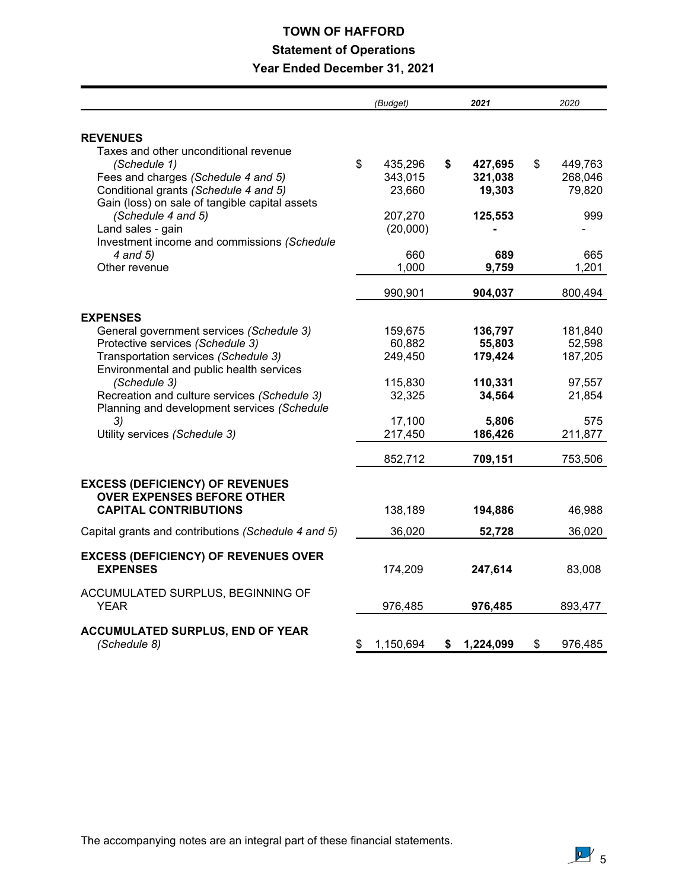# TOWN OF HAFFORD

## Statement of Operations

### Year Ended December 31, 2021

| | *(Budget)* | ***2021*** | *2020* |
|---|---|---|---|
| **REVENUES** | | | |
| Taxes and other unconditional revenue *(Schedule 1)* | $ 435,296 | **$ 427,695** | $ 449,763 |
| Fees and charges *(Schedule 4 and 5)* | 343,015 | **321,038** | 268,046 |
| Conditional grants *(Schedule 4 and 5)* | 23,660 | **19,303** | 79,820 |
| Gain (loss) on sale of tangible capital assets *(Schedule 4 and 5)* | 207,270 | **125,553** | 999 |
| Land sales - gain | (20,000) | **-** | - |
| Investment income and commissions *(Schedule 4 and 5)* | 660 | **689** | 665 |
| Other revenue | 1,000 | **9,759** | 1,201 |
| | 990,901 | **904,037** | 800,494 |
| **EXPENSES** | | | |
| General government services *(Schedule 3)* | 159,675 | **136,797** | 181,840 |
| Protective services *(Schedule 3)* | 60,882 | **55,803** | 52,598 |
| Transportation services *(Schedule 3)* | 249,450 | **179,424** | 187,205 |
| Environmental and public health services *(Schedule 3)* | 115,830 | **110,331** | 97,557 |
| Recreation and culture services *(Schedule 3)* | 32,325 | **34,564** | 21,854 |
| Planning and development services *(Schedule 3)* | 17,100 | **5,806** | 575 |
| Utility services *(Schedule 3)* | 217,450 | **186,426** | 211,877 |
| | 852,712 | **709,151** | 753,506 |
| **EXCESS (DEFICIENCY) OF REVENUES OVER EXPENSES BEFORE OTHER CAPITAL CONTRIBUTIONS** | 138,189 | **194,886** | 46,988 |
| Capital grants and contributions *(Schedule 4 and 5)* | 36,020 | **52,728** | 36,020 |
| **EXCESS (DEFICIENCY) OF REVENUES OVER EXPENSES** | 174,209 | **247,614** | 83,008 |
| ACCUMULATED SURPLUS, BEGINNING OF YEAR | 976,485 | **976,485** | 893,477 |
| **ACCUMULATED SURPLUS, END OF YEAR** *(Schedule 8)* | $ 1,150,694 | **$ 1,224,099** | $ 976,485 |

The accompanying notes are an integral part of these financial statements.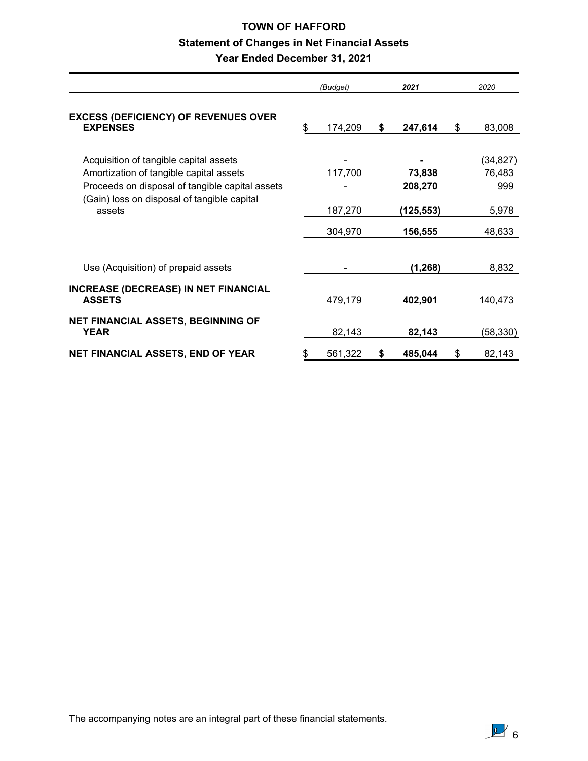# TOWN OF HAFFORD

## Statement of Changes in Net Financial Assets

### Year Ended December 31, 2021

| | *(Budget)* | ***2021*** | *2020* |
|---|---|---|---|
| **EXCESS (DEFICIENCY) OF REVENUES OVER EXPENSES** | $ 174,209 | **$ 247,614** | $ 83,008 |
| Acquisition of tangible capital assets | - | **-** | (34,827) |
| Amortization of tangible capital assets | 117,700 | **73,838** | 76,483 |
| Proceeds on disposal of tangible capital assets | - | **208,270** | 999 |
| (Gain) loss on disposal of tangible capital assets | 187,270 | **(125,553)** | 5,978 |
| | 304,970 | **156,555** | 48,633 |
| Use (Acquisition) of prepaid assets | - | **(1,268)** | 8,832 |
| **INCREASE (DECREASE) IN NET FINANCIAL ASSETS** | 479,179 | **402,901** | 140,473 |
| **NET FINANCIAL ASSETS, BEGINNING OF YEAR** | 82,143 | **82,143** | (58,330) |
| **NET FINANCIAL ASSETS, END OF YEAR** | $ 561,322 | **$ 485,044** | $ 82,143 |

The accompanying notes are an integral part of these financial statements.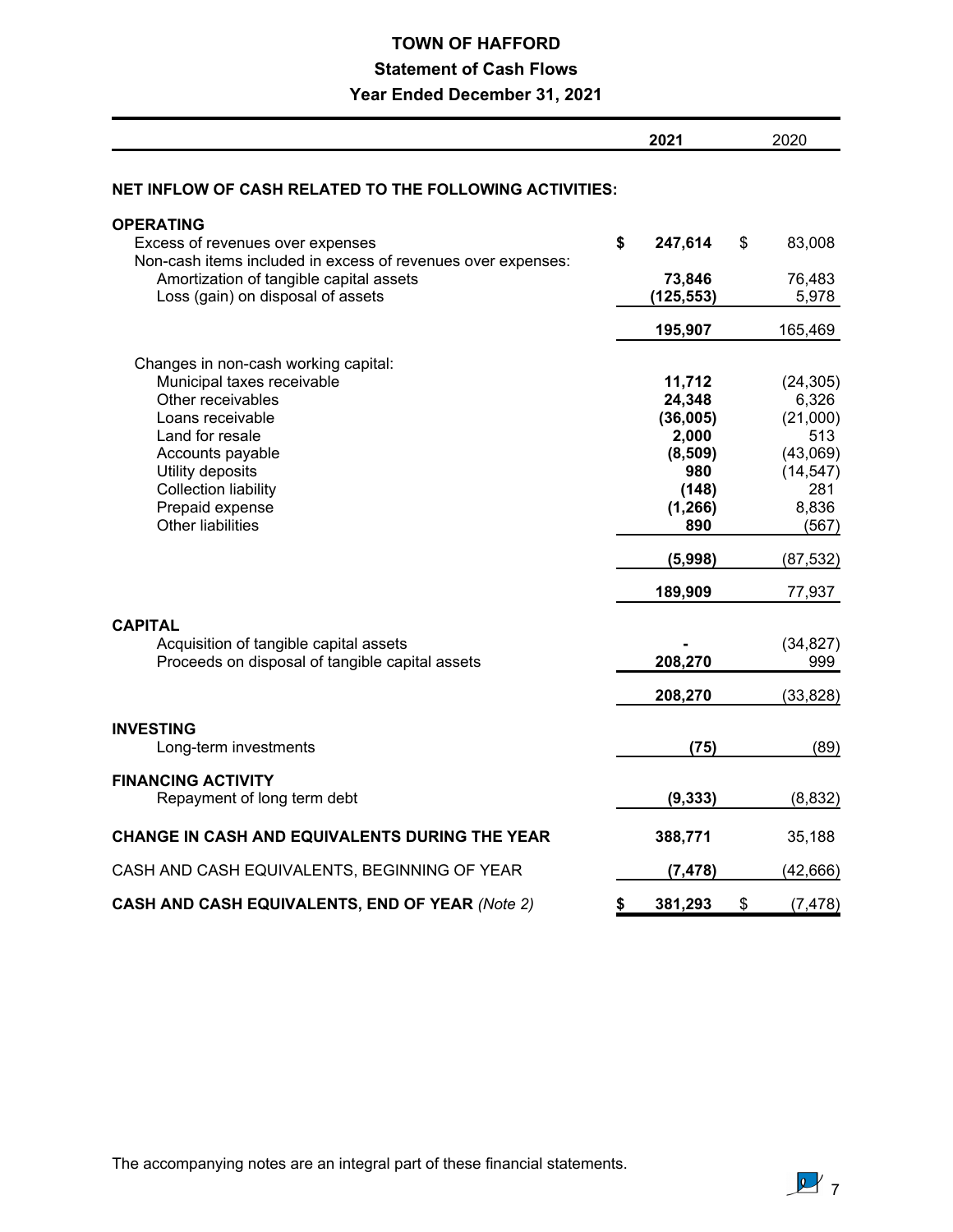# TOWN OF HAFFORD

## Statement of Cash Flows

### Year Ended December 31, 2021

| | **2021** | 2020 |
|---|---|---|
| **NET INFLOW OF CASH RELATED TO THE FOLLOWING ACTIVITIES:** | | |
| **OPERATING** | | |
| Excess of revenues over expenses | **$ 247,614** | $ 83,008 |
| Non-cash items included in excess of revenues over expenses: | | |
| Amortization of tangible capital assets | **73,846** | 76,483 |
| Loss (gain) on disposal of assets | **(125,553)** | 5,978 |
| | **195,907** | 165,469 |
| Changes in non-cash working capital: | | |
| Municipal taxes receivable | **11,712** | (24,305) |
| Other receivables | **24,348** | 6,326 |
| Loans receivable | **(36,005)** | (21,000) |
| Land for resale | **2,000** | 513 |
| Accounts payable | **(8,509)** | (43,069) |
| Utility deposits | **980** | (14,547) |
| Collection liability | **(148)** | 281 |
| Prepaid expense | **(1,266)** | 8,836 |
| Other liabilities | **890** | (567) |
| | **(5,998)** | (87,532) |
| | **189,909** | 77,937 |
| **CAPITAL** | | |
| Acquisition of tangible capital assets | **-** | (34,827) |
| Proceeds on disposal of tangible capital assets | **208,270** | 999 |
| | **208,270** | (33,828) |
| **INVESTING** | | |
| Long-term investments | **(75)** | (89) |
| **FINANCING ACTIVITY** | | |
| Repayment of long term debt | **(9,333)** | (8,832) |
| **CHANGE IN CASH AND EQUIVALENTS DURING THE YEAR** | **388,771** | 35,188 |
| CASH AND CASH EQUIVALENTS, BEGINNING OF YEAR | **(7,478)** | (42,666) |
| **CASH AND CASH EQUIVALENTS, END OF YEAR** *(Note 2)* | **$ 381,293** | $ (7,478) |

The accompanying notes are an integral part of these financial statements.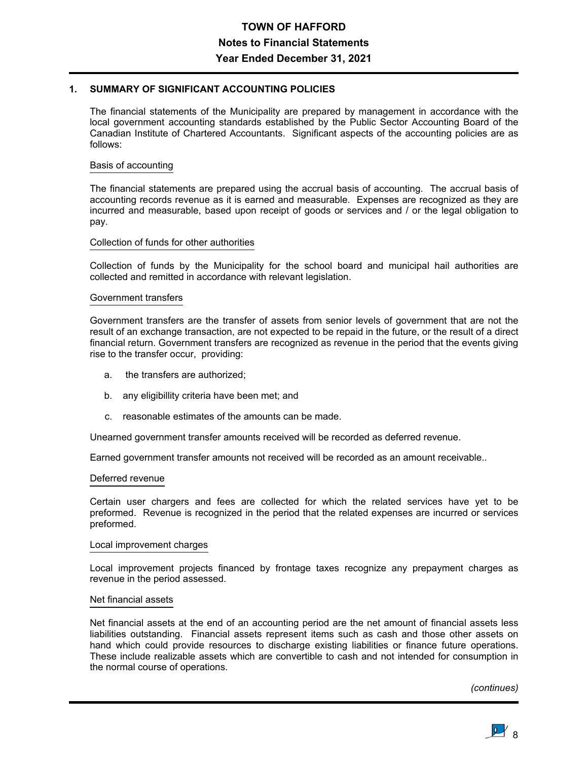## 1. SUMMARY OF SIGNIFICANT ACCOUNTING POLICIES

The financial statements of the Municipality are prepared by management in accordance with the local government accounting standards established by the Public Sector Accounting Board of the Canadian Institute of Chartered Accountants. Significant aspects of the accounting policies are as follows:

### Basis of accounting

The financial statements are prepared using the accrual basis of accounting. The accrual basis of accounting records revenue as it is earned and measurable. Expenses are recognized as they are incurred and measurable, based upon receipt of goods or services and / or the legal obligation to pay.

### Collection of funds for other authorities

Collection of funds by the Municipality for the school board and municipal hail authorities are collected and remitted in accordance with relevant legislation.

### Government transfers

Government transfers are the transfer of assets from senior levels of government that are not the result of an exchange transaction, are not expected to be repaid in the future, or the result of a direct financial return. Government transfers are recognized as revenue in the period that the events giving rise to the transfer occur, providing:

a. the transfers are authorized;

b. any eligibillity criteria have been met; and

c. reasonable estimates of the amounts can be made.

Unearned government transfer amounts received will be recorded as deferred revenue.

Earned government transfer amounts not received will be recorded as an amount receivable..

### Deferred revenue

Certain user chargers and fees are collected for which the related services have yet to be preformed. Revenue is recognized in the period that the related expenses are incurred or services preformed.

### Local improvement charges

Local improvement projects financed by frontage taxes recognize any prepayment charges as revenue in the period assessed.

### Net financial assets

Net financial assets at the end of an accounting period are the net amount of financial assets less liabilities outstanding. Financial assets represent items such as cash and those other assets on hand which could provide resources to discharge existing liabilities or finance future operations. These include realizable assets which are convertible to cash and not intended for consumption in the normal course of operations.

*(continues)*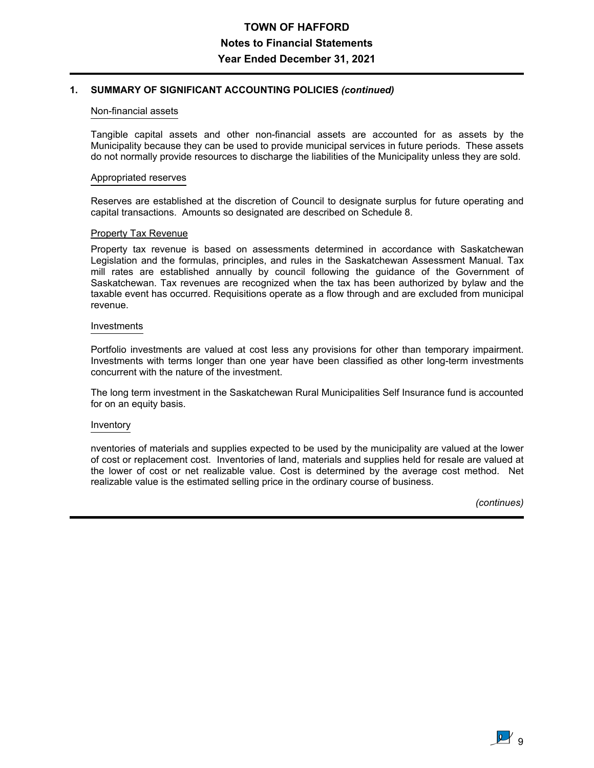## 1. SUMMARY OF SIGNIFICANT ACCOUNTING POLICIES *(continued)*

### Non-financial assets

Tangible capital assets and other non-financial assets are accounted for as assets by the Municipality because they can be used to provide municipal services in future periods. These assets do not normally provide resources to discharge the liabilities of the Municipality unless they are sold.

### Appropriated reserves

Reserves are established at the discretion of Council to designate surplus for future operating and capital transactions. Amounts so designated are described on Schedule 8.

### Property Tax Revenue

Property tax revenue is based on assessments determined in accordance with Saskatchewan Legislation and the formulas, principles, and rules in the Saskatchewan Assessment Manual. Tax mill rates are established annually by council following the guidance of the Government of Saskatchewan. Tax revenues are recognized when the tax has been authorized by bylaw and the taxable event has occurred. Requisitions operate as a flow through and are excluded from municipal revenue.

### Investments

Portfolio investments are valued at cost less any provisions for other than temporary impairment. Investments with terms longer than one year have been classified as other long-term investments concurrent with the nature of the investment.

The long term investment in the Saskatchewan Rural Municipalities Self Insurance fund is accounted for on an equity basis.

### Inventory

nventories of materials and supplies expected to be used by the municipality are valued at the lower of cost or replacement cost. Inventories of land, materials and supplies held for resale are valued at the lower of cost or net realizable value. Cost is determined by the average cost method. Net realizable value is the estimated selling price in the ordinary course of business.

*(continues)*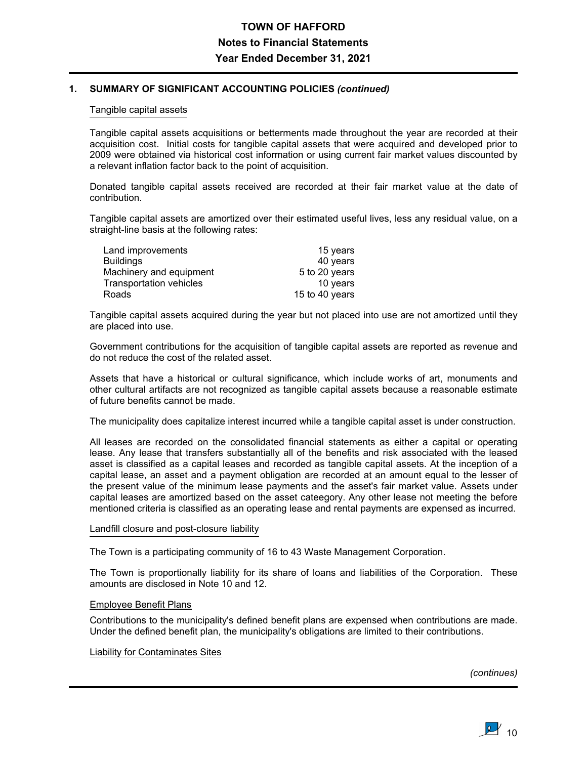## 1. SUMMARY OF SIGNIFICANT ACCOUNTING POLICIES *(continued)*

### Tangible capital assets

Tangible capital assets acquisitions or betterments made throughout the year are recorded at their acquisition cost. Initial costs for tangible capital assets that were acquired and developed prior to 2009 were obtained via historical cost information or using current fair market values discounted by a relevant inflation factor back to the point of acquisition.

Donated tangible capital assets received are recorded at their fair market value at the date of contribution.

Tangible capital assets are amortized over their estimated useful lives, less any residual value, on a straight-line basis at the following rates:

| | |
|---|---|
| Land improvements | 15 years |
| Buildings | 40 years |
| Machinery and equipment | 5 to 20 years |
| Transportation vehicles | 10 years |
| Roads | 15 to 40 years |

Tangible capital assets acquired during the year but not placed into use are not amortized until they are placed into use.

Government contributions for the acquisition of tangible capital assets are reported as revenue and do not reduce the cost of the related asset.

Assets that have a historical or cultural significance, which include works of art, monuments and other cultural artifacts are not recognized as tangible capital assets because a reasonable estimate of future benefits cannot be made.

The municipality does capitalize interest incurred while a tangible capital asset is under construction.

All leases are recorded on the consolidated financial statements as either a capital or operating lease. Any lease that transfers substantially all of the benefits and risk associated with the leased asset is classified as a capital leases and recorded as tangible capital assets. At the inception of a capital lease, an asset and a payment obligation are recorded at an amount equal to the lesser of the present value of the minimum lease payments and the asset's fair market value. Assets under capital leases are amortized based on the asset cateegory. Any other lease not meeting the before mentioned criteria is classified as an operating lease and rental payments are expensed as incurred.

### Landfill closure and post-closure liability

The Town is a participating community of 16 to 43 Waste Management Corporation.

The Town is proportionally liability for its share of loans and liabilities of the Corporation. These amounts are disclosed in Note 10 and 12.

### Employee Benefit Plans

Contributions to the municipality's defined benefit plans are expensed when contributions are made. Under the defined benefit plan, the municipality's obligations are limited to their contributions.

### Liability for Contaminates Sites

*(continues)*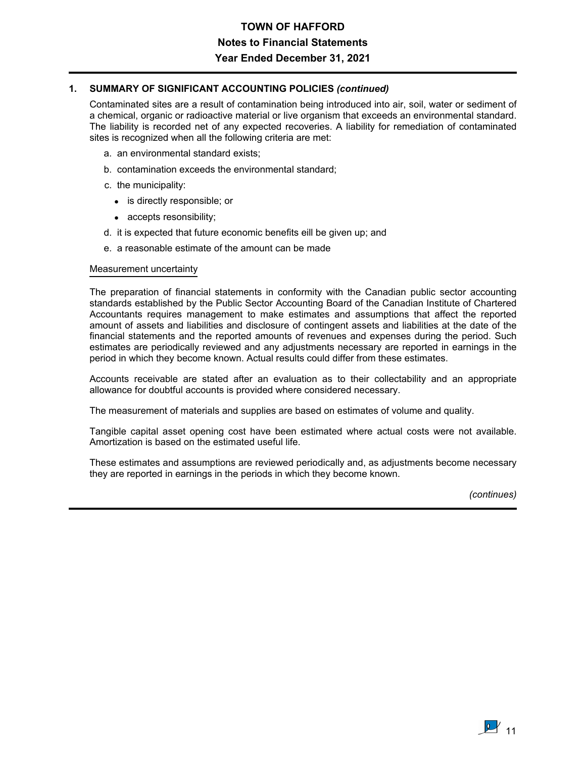## 1. SUMMARY OF SIGNIFICANT ACCOUNTING POLICIES *(continued)*

Contaminated sites are a result of contamination being introduced into air, soil, water or sediment of a chemical, organic or radioactive material or live organism that exceeds an environmental standard. The liability is recorded net of any expected recoveries. A liability for remediation of contaminated sites is recognized when all the following criteria are met:

a. an environmental standard exists;

b. contamination exceeds the environmental standard;

c. the municipality:
   - is directly responsible; or
   - accepts resonsibility;

d. it is expected that future economic benefits eill be given up; and

e. a reasonable estimate of the amount can be made

### Measurement uncertainty

The preparation of financial statements in conformity with the Canadian public sector accounting standards established by the Public Sector Accounting Board of the Canadian Institute of Chartered Accountants requires management to make estimates and assumptions that affect the reported amount of assets and liabilities and disclosure of contingent assets and liabilities at the date of the financial statements and the reported amounts of revenues and expenses during the period. Such estimates are periodically reviewed and any adjustments necessary are reported in earnings in the period in which they become known. Actual results could differ from these estimates.

Accounts receivable are stated after an evaluation as to their collectability and an appropriate allowance for doubtful accounts is provided where considered necessary.

The measurement of materials and supplies are based on estimates of volume and quality.

Tangible capital asset opening cost have been estimated where actual costs were not available. Amortization is based on the estimated useful life.

These estimates and assumptions are reviewed periodically and, as adjustments become necessary they are reported in earnings in the periods in which they become known.

*(continues)*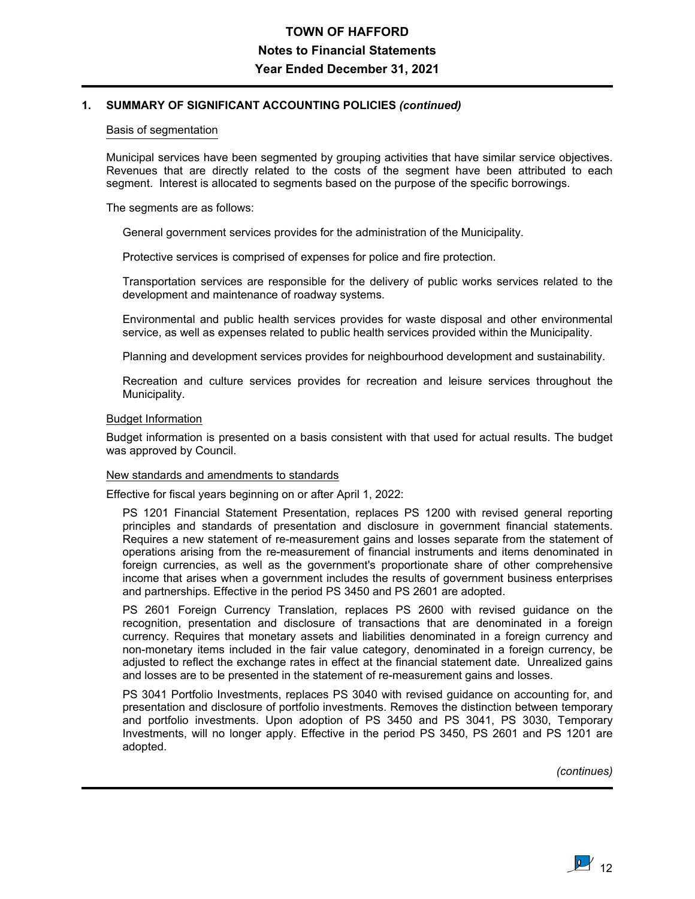## 1. SUMMARY OF SIGNIFICANT ACCOUNTING POLICIES *(continued)*

Basis of segmentation

Municipal services have been segmented by grouping activities that have similar service objectives. Revenues that are directly related to the costs of the segment have been attributed to each segment. Interest is allocated to segments based on the purpose of the specific borrowings.

The segments are as follows:

General government services provides for the administration of the Municipality.

Protective services is comprised of expenses for police and fire protection.

Transportation services are responsible for the delivery of public works services related to the development and maintenance of roadway systems.

Environmental and public health services provides for waste disposal and other environmental service, as well as expenses related to public health services provided within the Municipality.

Planning and development services provides for neighbourhood development and sustainability.

Recreation and culture services provides for recreation and leisure services throughout the Municipality.

Budget Information

Budget information is presented on a basis consistent with that used for actual results. The budget was approved by Council.

New standards and amendments to standards

Effective for fiscal years beginning on or after April 1, 2022:

PS 1201 Financial Statement Presentation, replaces PS 1200 with revised general reporting principles and standards of presentation and disclosure in government financial statements. Requires a new statement of re-measurement gains and losses separate from the statement of operations arising from the re-measurement of financial instruments and items denominated in foreign currencies, as well as the government's proportionate share of other comprehensive income that arises when a government includes the results of government business enterprises and partnerships. Effective in the period PS 3450 and PS 2601 are adopted.

PS 2601 Foreign Currency Translation, replaces PS 2600 with revised guidance on the recognition, presentation and disclosure of transactions that are denominated in a foreign currency. Requires that monetary assets and liabilities denominated in a foreign currency and non-monetary items included in the fair value category, denominated in a foreign currency, be adjusted to reflect the exchange rates in effect at the financial statement date. Unrealized gains and losses are to be presented in the statement of re-measurement gains and losses.

PS 3041 Portfolio Investments, replaces PS 3040 with revised guidance on accounting for, and presentation and disclosure of portfolio investments. Removes the distinction between temporary and portfolio investments. Upon adoption of PS 3450 and PS 3041, PS 3030, Temporary Investments, will no longer apply. Effective in the period PS 3450, PS 2601 and PS 1201 are adopted.

*(continues)*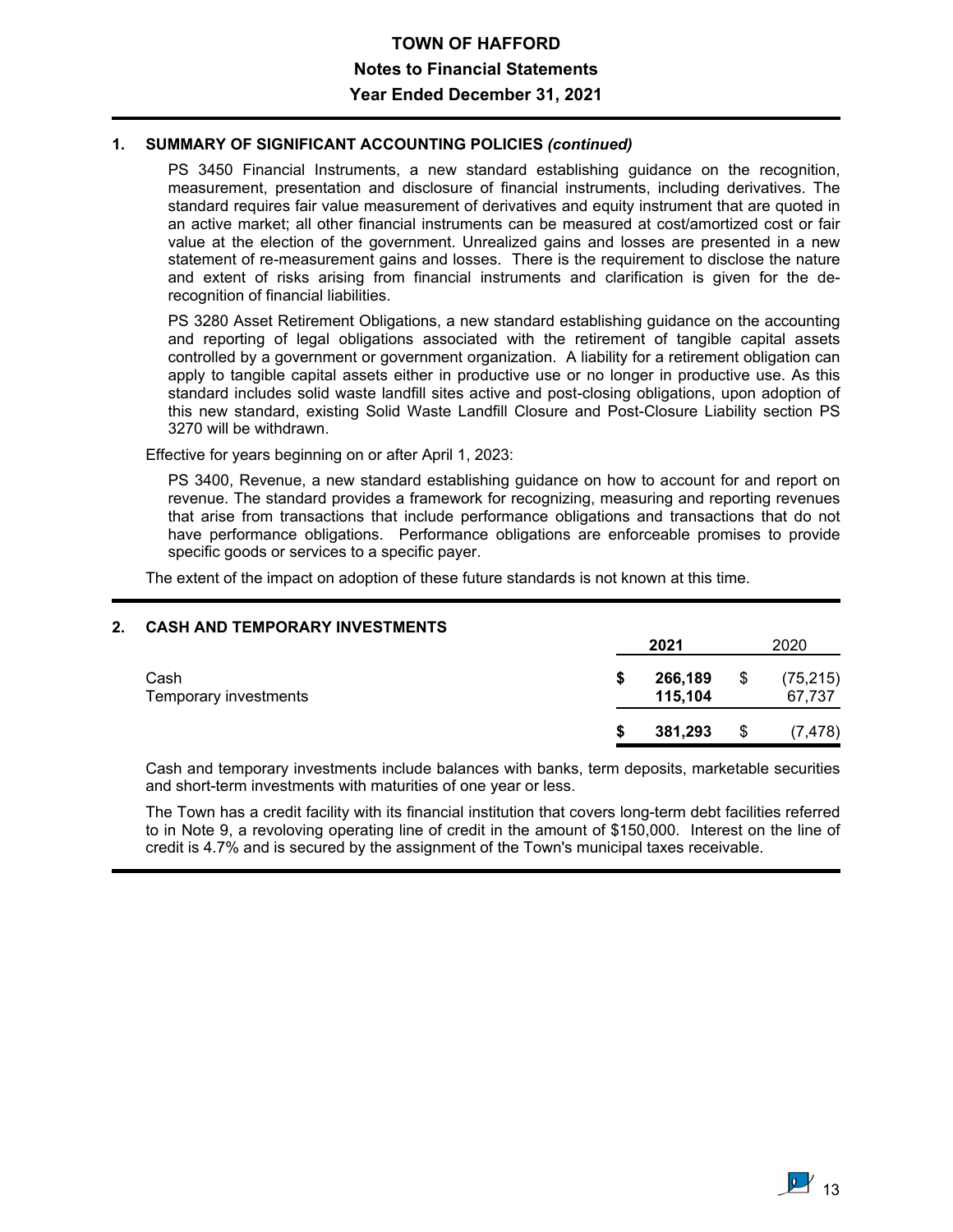## 1. SUMMARY OF SIGNIFICANT ACCOUNTING POLICIES *(continued)*

PS 3450 Financial Instruments, a new standard establishing guidance on the recognition, measurement, presentation and disclosure of financial instruments, including derivatives. The standard requires fair value measurement of derivatives and equity instrument that are quoted in an active market; all other financial instruments can be measured at cost/amortized cost or fair value at the election of the government. Unrealized gains and losses are presented in a new statement of re-measurement gains and losses. There is the requirement to disclose the nature and extent of risks arising from financial instruments and clarification is given for the de-recognition of financial liabilities.

PS 3280 Asset Retirement Obligations, a new standard establishing guidance on the accounting and reporting of legal obligations associated with the retirement of tangible capital assets controlled by a government or government organization. A liability for a retirement obligation can apply to tangible capital assets either in productive use or no longer in productive use. As this standard includes solid waste landfill sites active and post-closing obligations, upon adoption of this new standard, existing Solid Waste Landfill Closure and Post-Closure Liability section PS 3270 will be withdrawn.

Effective for years beginning on or after April 1, 2023:

PS 3400, Revenue, a new standard establishing guidance on how to account for and report on revenue. The standard provides a framework for recognizing, measuring and reporting revenues that arise from transactions that include performance obligations and transactions that do not have performance obligations. Performance obligations are enforceable promises to provide specific goods or services to a specific payer.

The extent of the impact on adoption of these future standards is not known at this time.

## 2. CASH AND TEMPORARY INVESTMENTS

| | **2021** | 2020 |
|---|---|---|
| Cash | **$ 266,189** | $ (75,215) |
| Temporary investments | **115,104** | 67,737 |
| | **$ 381,293** | $ (7,478) |

Cash and temporary investments include balances with banks, term deposits, marketable securities and short-term investments with maturities of one year or less.

The Town has a credit facility with its financial institution that covers long-term debt facilities referred to in Note 9, a revoloving operating line of credit in the amount of $150,000. Interest on the line of credit is 4.7% and is secured by the assignment of the Town's municipal taxes receivable.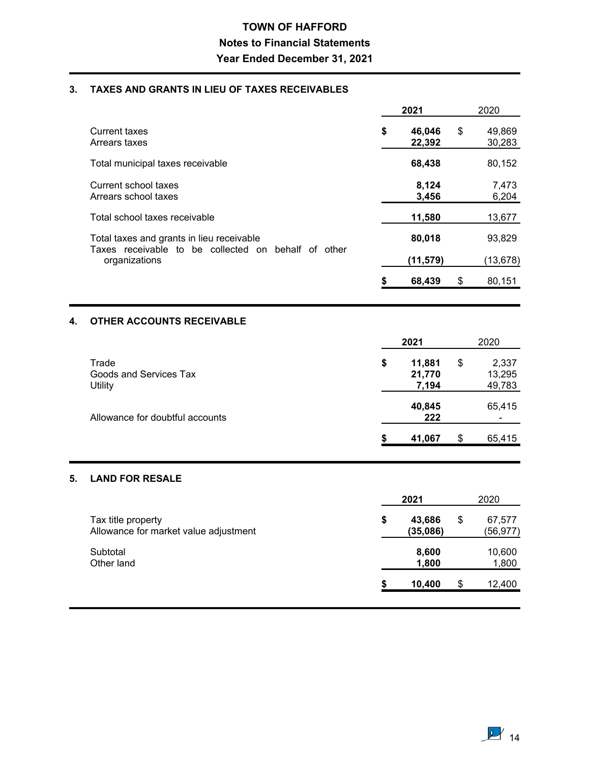**TOWN OF HAFFORD**
**Notes to Financial Statements**
**Year Ended December 31, 2021**

## 3. TAXES AND GRANTS IN LIEU OF TAXES RECEIVABLES

| | 2021 | 2020 |
|---|---|---|
| Current taxes | $ 46,046 | $ 49,869 |
| Arrears taxes | 22,392 | 30,283 |
| Total municipal taxes receivable | 68,438 | 80,152 |
| Current school taxes | 8,124 | 7,473 |
| Arrears school taxes | 3,456 | 6,204 |
| Total school taxes receivable | 11,580 | 13,677 |
| Total taxes and grants in lieu receivable | 80,018 | 93,829 |
| Taxes receivable to be collected on behalf of other organizations | (11,579) | (13,678) |
| | $ 68,439 | $ 80,151 |

## 4. OTHER ACCOUNTS RECEIVABLE

| | 2021 | 2020 |
|---|---|---|
| Trade | $ 11,881 | $ 2,337 |
| Goods and Services Tax | 21,770 | 13,295 |
| Utility | 7,194 | 49,783 |
| | 40,845 | 65,415 |
| Allowance for doubtful accounts | 222 | - |
| | $ 41,067 | $ 65,415 |

## 5. LAND FOR RESALE

| | 2021 | 2020 |
|---|---|---|
| Tax title property | $ 43,686 | $ 67,577 |
| Allowance for market value adjustment | (35,086) | (56,977) |
| Subtotal | 8,600 | 10,600 |
| Other land | 1,800 | 1,800 |
| | $ 10,400 | $ 12,400 |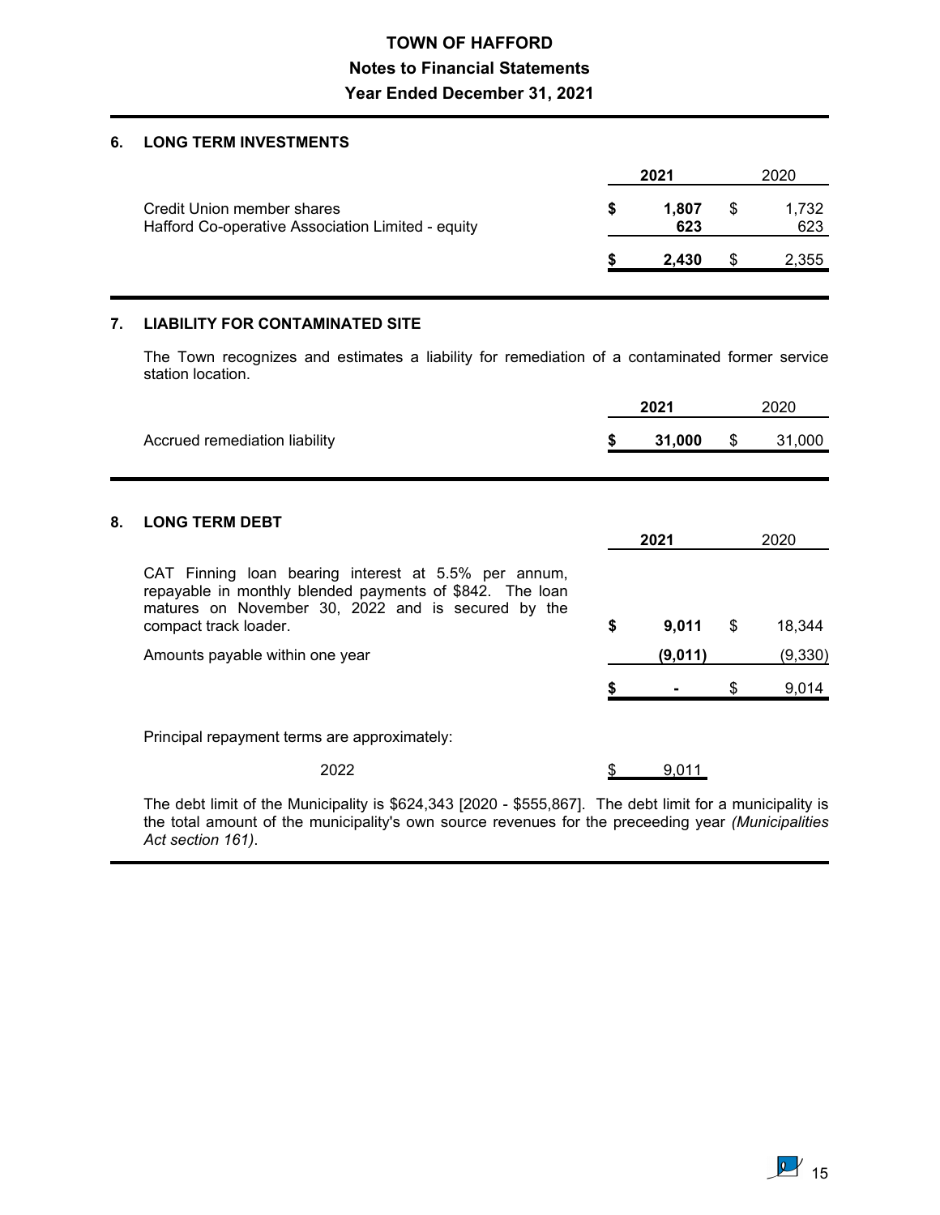# TOWN OF HAFFORD

## Notes to Financial Statements

## Year Ended December 31, 2021

### 6. LONG TERM INVESTMENTS

| | 2021 | 2020 |
|---|---|---|
| Credit Union member shares | **$ 1,807** | $ 1,732 |
| Hafford Co-operative Association Limited - equity | **623** | 623 |
| | **$ 2,430** | $ 2,355 |

### 7. LIABILITY FOR CONTAMINATED SITE

The Town recognizes and estimates a liability for remediation of a contaminated former service station location.

| | 2021 | 2020 |
|---|---|---|
| Accrued remediation liability | **$ 31,000** | $ 31,000 |

### 8. LONG TERM DEBT

| | 2021 | 2020 |
|---|---|---|
| CAT Finning loan bearing interest at 5.5% per annum, repayable in monthly blended payments of $842. The loan matures on November 30, 2022 and is secured by the compact track loader. | **$ 9,011** | $ 18,344 |
| Amounts payable within one year | **(9,011)** | (9,330) |
| | **$ -** | $ 9,014 |

Principal repayment terms are approximately:

| | |
|---|---|
| 2022 | $ 9,011 |

The debt limit of the Municipality is $624,343 [2020 - $555,867]. The debt limit for a municipality is the total amount of the municipality's own source revenues for the preceeding year *(Municipalities Act section 161)*.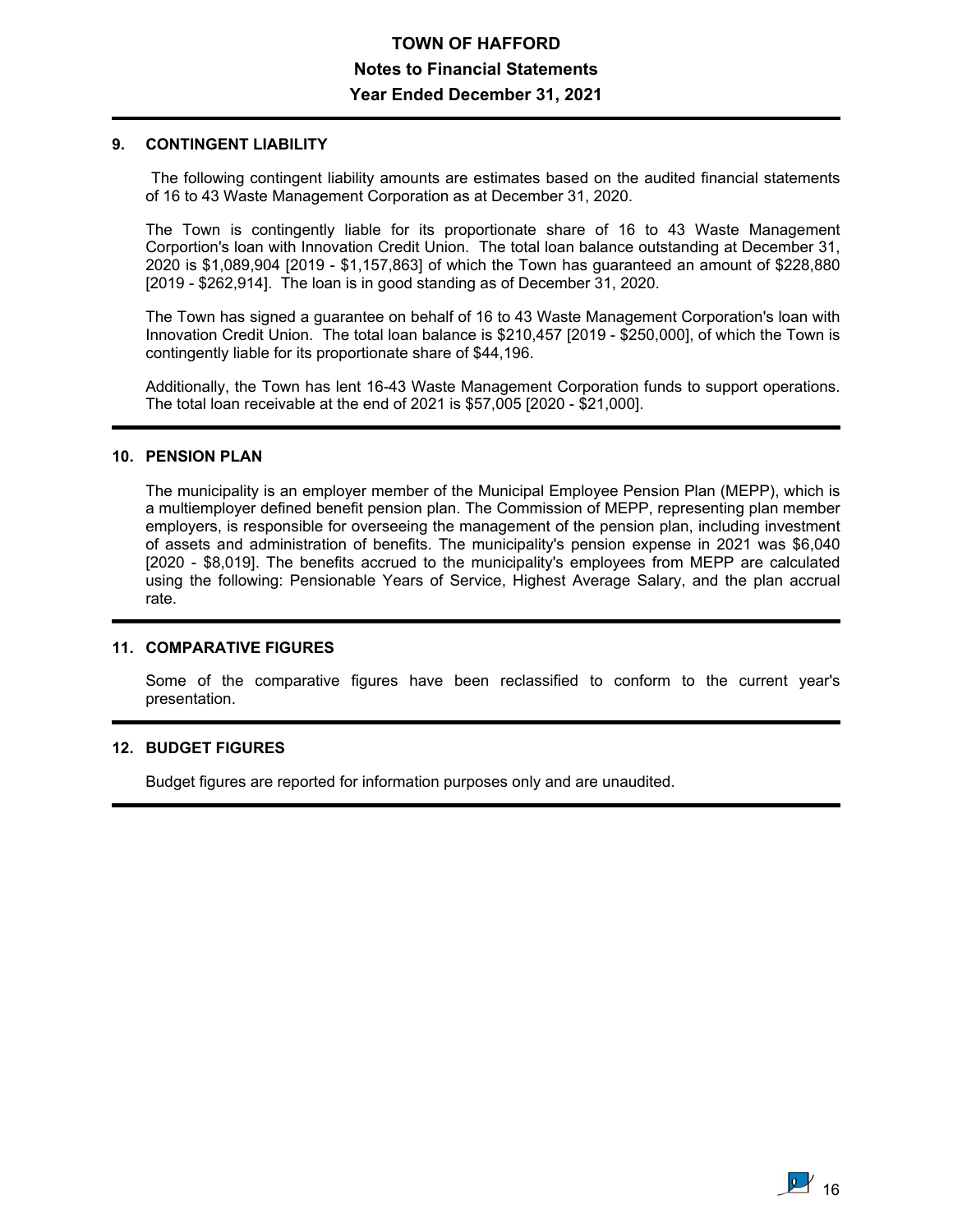# TOWN OF HAFFORD

## Notes to Financial Statements

## Year Ended December 31, 2021

### 9. CONTINGENT LIABILITY

The following contingent liability amounts are estimates based on the audited financial statements of 16 to 43 Waste Management Corporation as at December 31, 2020.

The Town is contingently liable for its proportionate share of 16 to 43 Waste Management Corportion's loan with Innovation Credit Union. The total loan balance outstanding at December 31, 2020 is $1,089,904 [2019 - $1,157,863] of which the Town has guaranteed an amount of $228,880 [2019 - $262,914]. The loan is in good standing as of December 31, 2020.

The Town has signed a guarantee on behalf of 16 to 43 Waste Management Corporation's loan with Innovation Credit Union. The total loan balance is $210,457 [2019 - $250,000], of which the Town is contingently liable for its proportionate share of $44,196.

Additionally, the Town has lent 16-43 Waste Management Corporation funds to support operations. The total loan receivable at the end of 2021 is $57,005 [2020 - $21,000].

### 10. PENSION PLAN

The municipality is an employer member of the Municipal Employee Pension Plan (MEPP), which is a multiemployer defined benefit pension plan. The Commission of MEPP, representing plan member employers, is responsible for overseeing the management of the pension plan, including investment of assets and administration of benefits. The municipality's pension expense in 2021 was $6,040 [2020 - $8,019]. The benefits accrued to the municipality's employees from MEPP are calculated using the following: Pensionable Years of Service, Highest Average Salary, and the plan accrual rate.

### 11. COMPARATIVE FIGURES

Some of the comparative figures have been reclassified to conform to the current year's presentation.

### 12. BUDGET FIGURES

Budget figures are reported for information purposes only and are unaudited.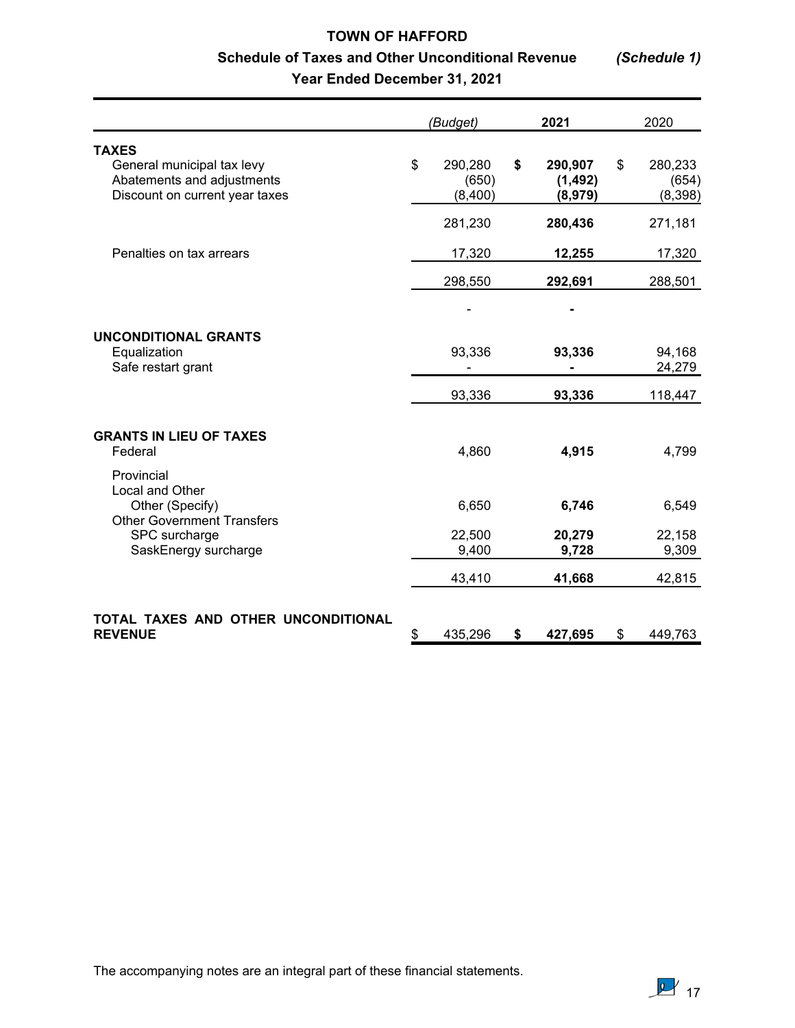# TOWN OF HAFFORD

## Schedule of Taxes and Other Unconditional Revenue *(Schedule 1)*

### Year Ended December 31, 2021

| | *(Budget)* | **2021** | 2020 |
|---|---|---|---|
| **TAXES** | | | |
| General municipal tax levy | $ 290,280 | **$ 290,907** | $ 280,233 |
| Abatements and adjustments | (650) | **(1,492)** | (654) |
| Discount on current year taxes | (8,400) | **(8,979)** | (8,398) |
| | 281,230 | **280,436** | 271,181 |
| Penalties on tax arrears | 17,320 | **12,255** | 17,320 |
| | 298,550 | **292,691** | 288,501 |
| | - | **-** | |
| **UNCONDITIONAL GRANTS** | | | |
| Equalization | 93,336 | **93,336** | 94,168 |
| Safe restart grant | - | **-** | 24,279 |
| | 93,336 | **93,336** | 118,447 |
| **GRANTS IN LIEU OF TAXES** | | | |
| Federal | 4,860 | **4,915** | 4,799 |
| Provincial | | | |
| Local and Other | | | |
| Other (Specify) | 6,650 | **6,746** | 6,549 |
| Other Government Transfers | | | |
| SPC surcharge | 22,500 | **20,279** | 22,158 |
| SaskEnergy surcharge | 9,400 | **9,728** | 9,309 |
| | 43,410 | **41,668** | 42,815 |
| **TOTAL TAXES AND OTHER UNCONDITIONAL REVENUE** | $ 435,296 | **$ 427,695** | $ 449,763 |

The accompanying notes are an integral part of these financial statements.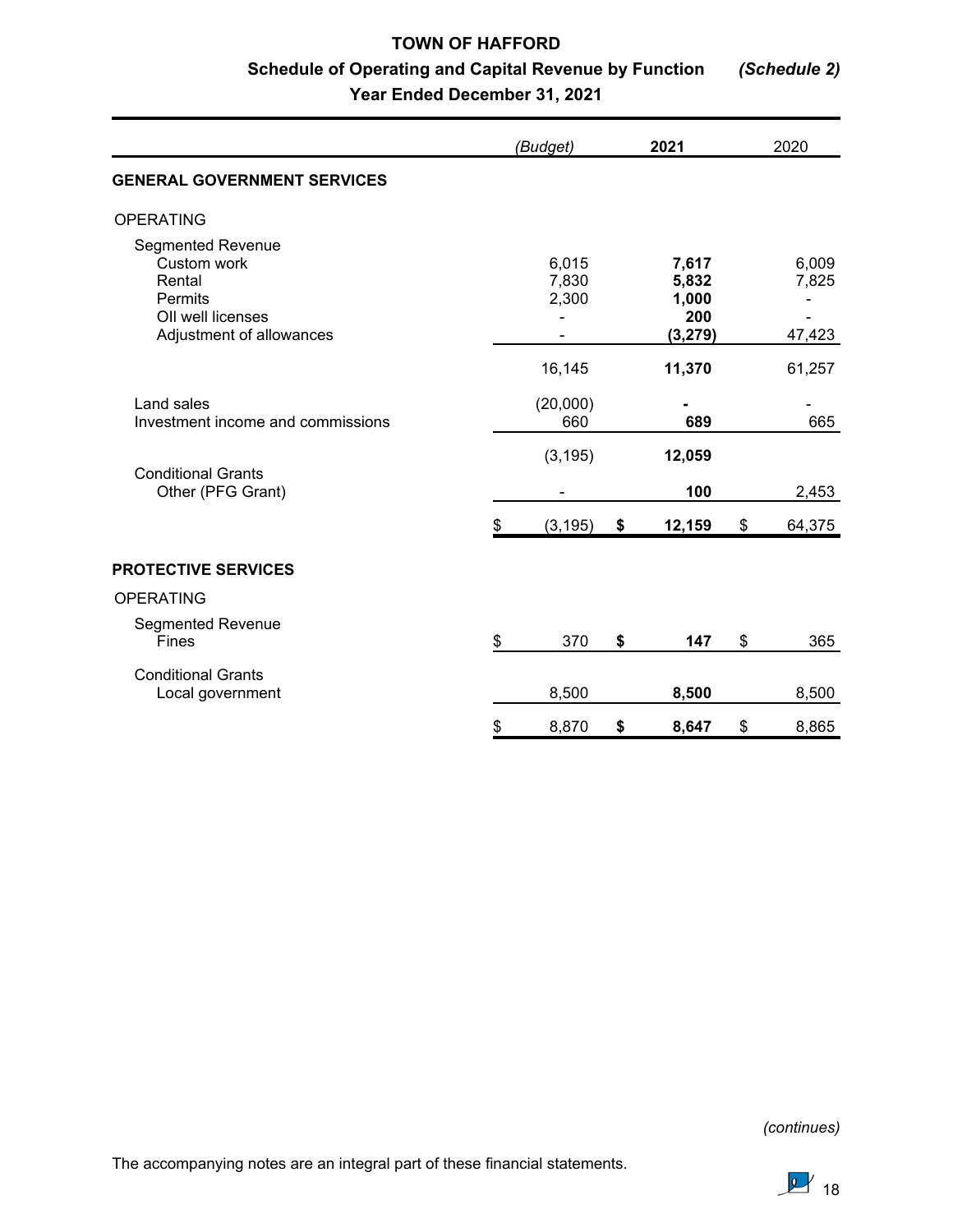# TOWN OF HAFFORD

## Schedule of Operating and Capital Revenue by Function *(Schedule 2)*

### Year Ended December 31, 2021

| | *(Budget)* | **2021** | 2020 |
|---|---|---|---|
| **GENERAL GOVERNMENT SERVICES** | | | |
| OPERATING | | | |
| Segmented Revenue | | | |
| Custom work | 6,015 | **7,617** | 6,009 |
| Rental | 7,830 | **5,832** | 7,825 |
| Permits | 2,300 | **1,000** | - |
| OIl well licenses | - | **200** | - |
| Adjustment of allowances | - | **(3,279)** | 47,423 |
| | 16,145 | **11,370** | 61,257 |
| Land sales | (20,000) | **-** | - |
| Investment income and commissions | 660 | **689** | 665 |
| | (3,195) | **12,059** | |
| Conditional Grants | | | |
| Other (PFG Grant) | - | **100** | 2,453 |
| | $ (3,195) | **$ 12,159** | $ 64,375 |
| **PROTECTIVE SERVICES** | | | |
| OPERATING | | | |
| Segmented Revenue | | | |
| Fines | $ 370 | **$ 147** | $ 365 |
| Conditional Grants | | | |
| Local government | 8,500 | **8,500** | 8,500 |
| | $ 8,870 | **$ 8,647** | $ 8,865 |

*(continues)*

The accompanying notes are an integral part of these financial statements.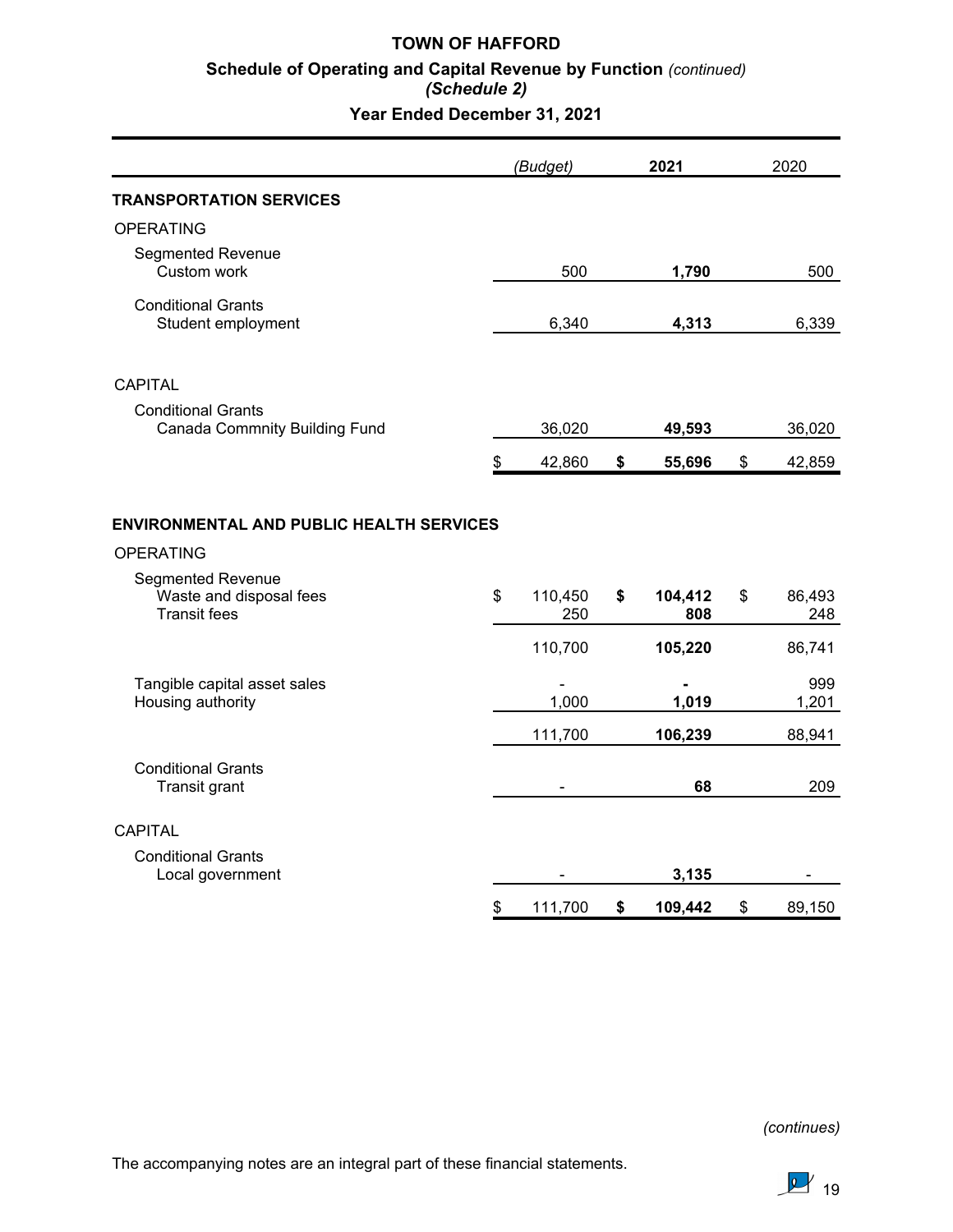# TOWN OF HAFFORD

## Schedule of Operating and Capital Revenue by Function *(continued)*

## *(Schedule 2)*

## Year Ended December 31, 2021

| | *(Budget)* | **2021** | 2020 |
|---|---|---|---|
| **TRANSPORTATION SERVICES** | | | |
| OPERATING | | | |
| Segmented Revenue | | | |
| Custom work | 500 | **1,790** | 500 |
| Conditional Grants | | | |
| Student employment | 6,340 | **4,313** | 6,339 |
| CAPITAL | | | |
| Conditional Grants | | | |
| Canada Commnity Building Fund | 36,020 | **49,593** | 36,020 |
| | $ 42,860 | **$ 55,696** | $ 42,859 |
| **ENVIRONMENTAL AND PUBLIC HEALTH SERVICES** | | | |
| OPERATING | | | |
| Segmented Revenue | | | |
| Waste and disposal fees | $ 110,450 | **$ 104,412** | $ 86,493 |
| Transit fees | 250 | **808** | 248 |
| | 110,700 | **105,220** | 86,741 |
| Tangible capital asset sales | - | **-** | 999 |
| Housing authority | 1,000 | **1,019** | 1,201 |
| | 111,700 | **106,239** | 88,941 |
| Conditional Grants | | | |
| Transit grant | - | **68** | 209 |
| CAPITAL | | | |
| Conditional Grants | | | |
| Local government | - | **3,135** | - |
| | $ 111,700 | **$ 109,442** | $ 89,150 |

*(continues)*

The accompanying notes are an integral part of these financial statements.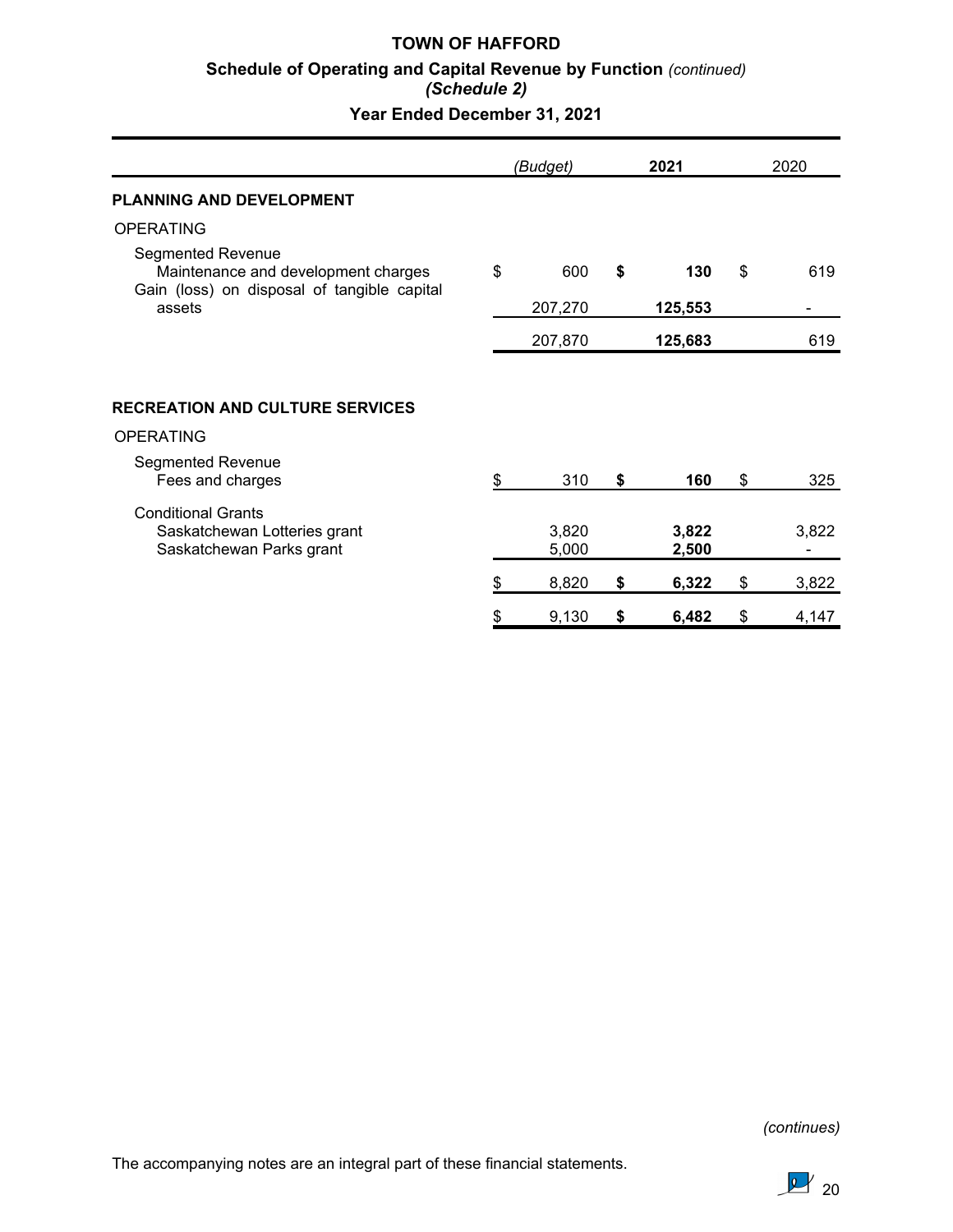**TOWN OF HAFFORD**

**Schedule of Operating and Capital Revenue by Function** *(continued)*

***(Schedule 2)***

**Year Ended December 31, 2021**

| | *(Budget)* | **2021** | 2020 |
|---|---|---|---|
| **PLANNING AND DEVELOPMENT** | | | |
| OPERATING | | | |
| Segmented Revenue | | | |
| Maintenance and development charges | $ 600 | **$ 130** | $ 619 |
| Gain (loss) on disposal of tangible capital assets | 207,270 | **125,553** | - |
| | 207,870 | **125,683** | 619 |

| | *(Budget)* | **2021** | 2020 |
|---|---|---|---|
| **RECREATION AND CULTURE SERVICES** | | | |
| OPERATING | | | |
| Segmented Revenue | | | |
| Fees and charges | $ 310 | **$ 160** | $ 325 |
| Conditional Grants | | | |
| Saskatchewan Lotteries grant | 3,820 | **3,822** | 3,822 |
| Saskatchewan Parks grant | 5,000 | **2,500** | - |
| | $ 8,820 | **$ 6,322** | $ 3,822 |
| | $ 9,130 | **$ 6,482** | $ 4,147 |

*(continues)*

The accompanying notes are an integral part of these financial statements.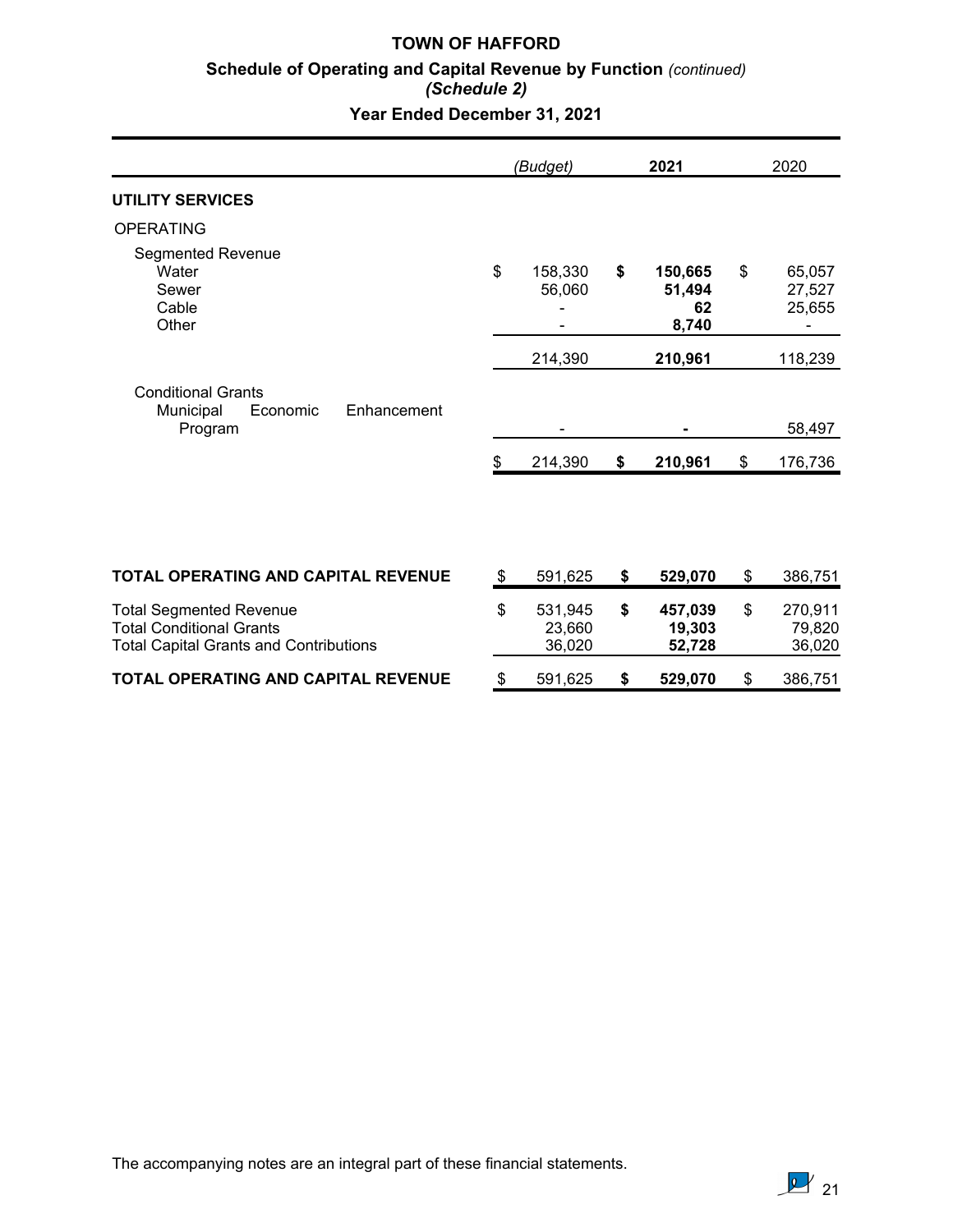# TOWN OF HAFFORD

## Schedule of Operating and Capital Revenue by Function *(continued)*

### *(Schedule 2)*

### Year Ended December 31, 2021

| | *(Budget)* | **2021** | 2020 |
|---|---|---|---|
| **UTILITY SERVICES** | | | |
| OPERATING | | | |
| Segmented Revenue | | | |
| Water | $ 158,330 | **$ 150,665** | $ 65,057 |
| Sewer | 56,060 | **51,494** | 27,527 |
| Cable | - | **62** | 25,655 |
| Other | - | **8,740** | - |
| | 214,390 | **210,961** | 118,239 |
| Conditional Grants | | | |
| Municipal Economic Enhancement Program | - | **-** | 58,497 |
| | $ 214,390 | **$ 210,961** | $ 176,736 |

| | *(Budget)* | **2021** | 2020 |
|---|---|---|---|
| **TOTAL OPERATING AND CAPITAL REVENUE** | $ 591,625 | **$ 529,070** | $ 386,751 |
| Total Segmented Revenue | $ 531,945 | **$ 457,039** | $ 270,911 |
| Total Conditional Grants | 23,660 | **19,303** | 79,820 |
| Total Capital Grants and Contributions | 36,020 | **52,728** | 36,020 |
| **TOTAL OPERATING AND CAPITAL REVENUE** | $ 591,625 | **$ 529,070** | $ 386,751 |

The accompanying notes are an integral part of these financial statements.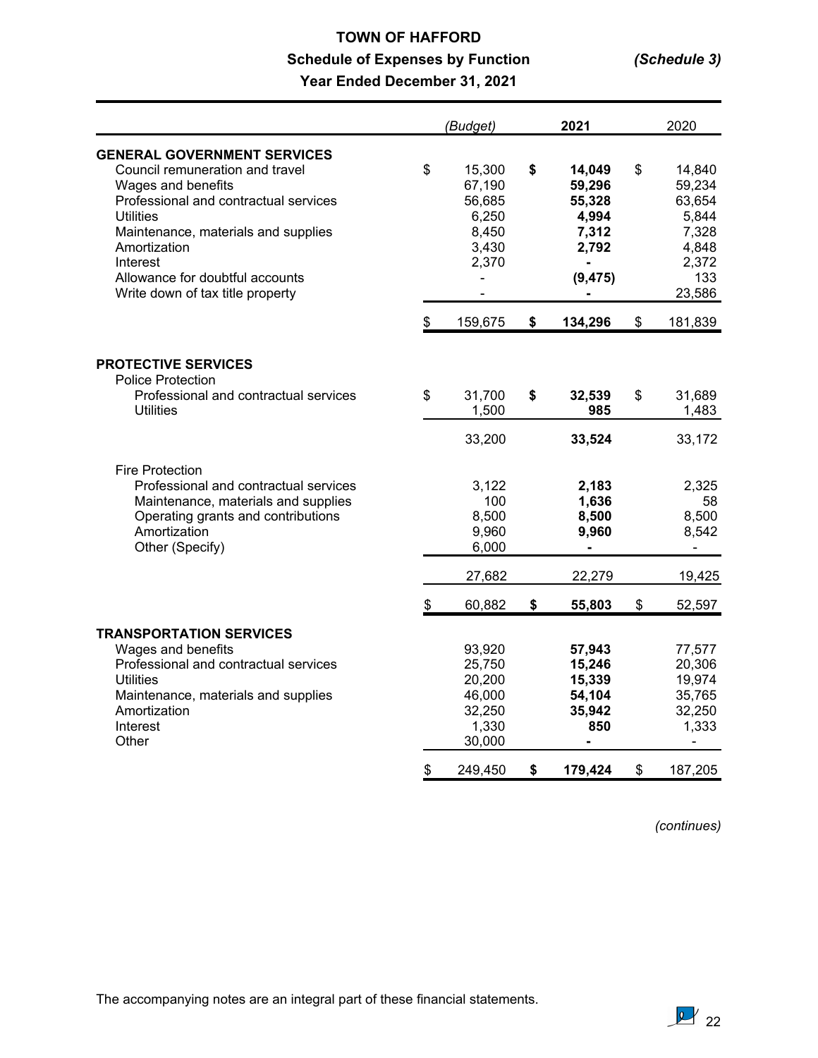# TOWN OF HAFFORD

## Schedule of Expenses by Function *(Schedule 3)*

### Year Ended December 31, 2021

| | *(Budget)* | **2021** | 2020 |
|---|---|---|---|
| **GENERAL GOVERNMENT SERVICES** | | | |
| Council remuneration and travel | $ 15,300 | **$ 14,049** | $ 14,840 |
| Wages and benefits | 67,190 | **59,296** | 59,234 |
| Professional and contractual services | 56,685 | **55,328** | 63,654 |
| Utilities | 6,250 | **4,994** | 5,844 |
| Maintenance, materials and supplies | 8,450 | **7,312** | 7,328 |
| Amortization | 3,430 | **2,792** | 4,848 |
| Interest | 2,370 | **-** | 2,372 |
| Allowance for doubtful accounts | - | **(9,475)** | 133 |
| Write down of tax title property | - | **-** | 23,586 |
| | $ 159,675 | **$ 134,296** | $ 181,839 |
| **PROTECTIVE SERVICES** | | | |
| Police Protection | | | |
| Professional and contractual services | $ 31,700 | **$ 32,539** | $ 31,689 |
| Utilities | 1,500 | **985** | 1,483 |
| | 33,200 | **33,524** | 33,172 |
| Fire Protection | | | |
| Professional and contractual services | 3,122 | **2,183** | 2,325 |
| Maintenance, materials and supplies | 100 | **1,636** | 58 |
| Operating grants and contributions | 8,500 | **8,500** | 8,500 |
| Amortization | 9,960 | **9,960** | 8,542 |
| Other (Specify) | 6,000 | **-** | - |
| | 27,682 | 22,279 | 19,425 |
| | $ 60,882 | **$ 55,803** | $ 52,597 |
| **TRANSPORTATION SERVICES** | | | |
| Wages and benefits | 93,920 | **57,943** | 77,577 |
| Professional and contractual services | 25,750 | **15,246** | 20,306 |
| Utilities | 20,200 | **15,339** | 19,974 |
| Maintenance, materials and supplies | 46,000 | **54,104** | 35,765 |
| Amortization | 32,250 | **35,942** | 32,250 |
| Interest | 1,330 | **850** | 1,333 |
| Other | 30,000 | **-** | - |
| | $ 249,450 | **$ 179,424** | $ 187,205 |

*(continues)*

The accompanying notes are an integral part of these financial statements.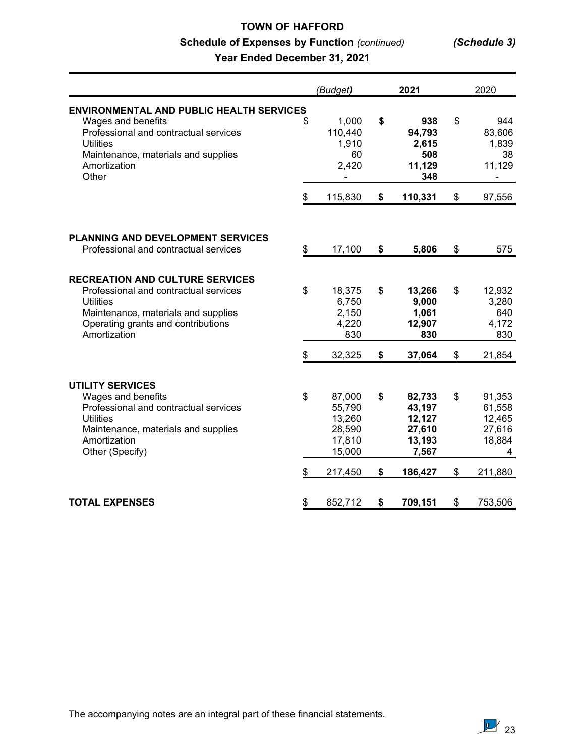# TOWN OF HAFFORD

## Schedule of Expenses by Function *(continued)* ***(Schedule 3)***

### Year Ended December 31, 2021

| | *(Budget)* | **2021** | 2020 |
|---|---|---|---|
| **ENVIRONMENTAL AND PUBLIC HEALTH SERVICES** | | | |
| Wages and benefits | $ 1,000 | **$ 938** | $ 944 |
| Professional and contractual services | 110,440 | **94,793** | 83,606 |
| Utilities | 1,910 | **2,615** | 1,839 |
| Maintenance, materials and supplies | 60 | **508** | 38 |
| Amortization | 2,420 | **11,129** | 11,129 |
| Other | - | **348** | - |
| | $ 115,830 | **$ 110,331** | $ 97,556 |
| **PLANNING AND DEVELOPMENT SERVICES** | | | |
| Professional and contractual services | $ 17,100 | **$ 5,806** | $ 575 |
| **RECREATION AND CULTURE SERVICES** | | | |
| Professional and contractual services | $ 18,375 | **$ 13,266** | $ 12,932 |
| Utilities | 6,750 | **9,000** | 3,280 |
| Maintenance, materials and supplies | 2,150 | **1,061** | 640 |
| Operating grants and contributions | 4,220 | **12,907** | 4,172 |
| Amortization | 830 | **830** | 830 |
| | $ 32,325 | **$ 37,064** | $ 21,854 |
| **UTILITY SERVICES** | | | |
| Wages and benefits | $ 87,000 | **$ 82,733** | $ 91,353 |
| Professional and contractual services | 55,790 | **43,197** | 61,558 |
| Utilities | 13,260 | **12,127** | 12,465 |
| Maintenance, materials and supplies | 28,590 | **27,610** | 27,616 |
| Amortization | 17,810 | **13,193** | 18,884 |
| Other (Specify) | 15,000 | **7,567** | 4 |
| | $ 217,450 | **$ 186,427** | $ 211,880 |
| **TOTAL EXPENSES** | $ 852,712 | **$ 709,151** | $ 753,506 |

The accompanying notes are an integral part of these financial statements.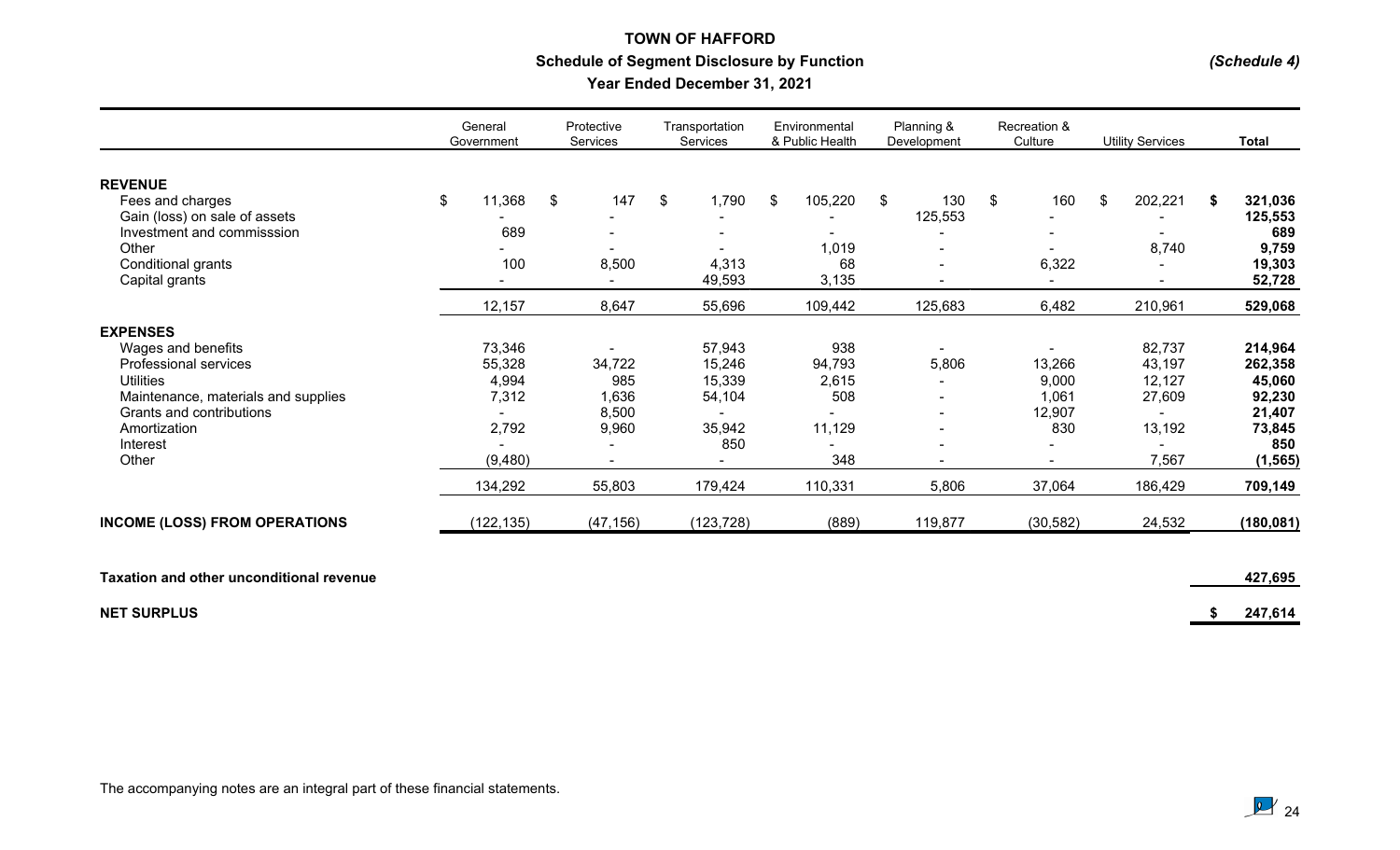# TOWN OF HAFFORD

## Schedule of Segment Disclosure by Function

### Year Ended December 31, 2021

*(Schedule 4)*

| | General Government | Protective Services | Transportation Services | Environmental & Public Health | Planning & Development | Recreation & Culture | Utility Services | **Total** |
|---|---|---|---|---|---|---|---|---|
| **REVENUE** | | | | | | | | |
| Fees and charges | $ 11,368 | $ 147 | $ 1,790 | $ 105,220 | $ 130 | $ 160 | $ 202,221 | **$ 321,036** |
| Gain (loss) on sale of assets | - | - | - | - | 125,553 | - | - | **125,553** |
| Investment and commisssion | 689 | - | - | - | - | - | - | **689** |
| Other | - | - | - | 1,019 | - | - | 8,740 | **9,759** |
| Conditional grants | 100 | 8,500 | 4,313 | 68 | - | 6,322 | - | **19,303** |
| Capital grants | - | - | 49,593 | 3,135 | - | - | - | **52,728** |
| | 12,157 | 8,647 | 55,696 | 109,442 | 125,683 | 6,482 | 210,961 | **529,068** |
| **EXPENSES** | | | | | | | | |
| Wages and benefits | 73,346 | - | 57,943 | 938 | - | - | 82,737 | **214,964** |
| Professional services | 55,328 | 34,722 | 15,246 | 94,793 | 5,806 | 13,266 | 43,197 | **262,358** |
| Utilities | 4,994 | 985 | 15,339 | 2,615 | - | 9,000 | 12,127 | **45,060** |
| Maintenance, materials and supplies | 7,312 | 1,636 | 54,104 | 508 | - | 1,061 | 27,609 | **92,230** |
| Grants and contributions | - | 8,500 | - | - | - | 12,907 | - | **21,407** |
| Amortization | 2,792 | 9,960 | 35,942 | 11,129 | - | 830 | 13,192 | **73,845** |
| Interest | - | - | 850 | - | - | - | - | **850** |
| Other | (9,480) | - | - | 348 | - | - | 7,567 | **(1,565)** |
| | 134,292 | 55,803 | 179,424 | 110,331 | 5,806 | 37,064 | 186,429 | **709,149** |
| **INCOME (LOSS) FROM OPERATIONS** | (122,135) | (47,156) | (123,728) | (889) | 119,877 | (30,582) | 24,532 | **(180,081)** |
| **Taxation and other unconditional revenue** | | | | | | | | **427,695** |
| **NET SURPLUS** | | | | | | | | **$ 247,614** |

The accompanying notes are an integral part of these financial statements.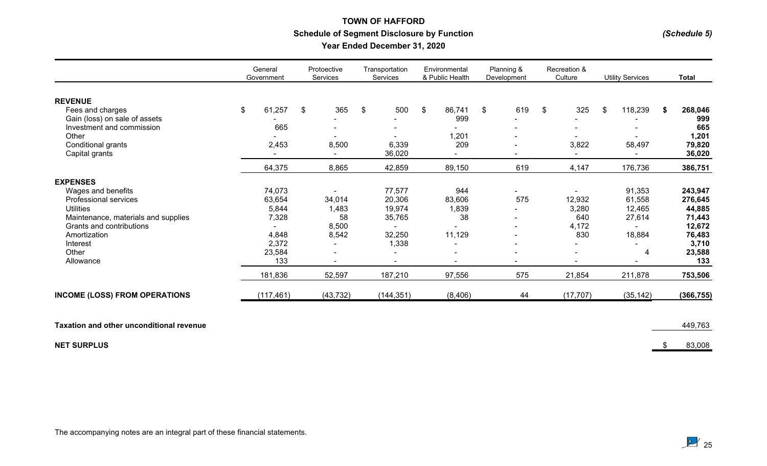# TOWN OF HAFFORD

## Schedule of Segment Disclosure by Function

### Year Ended December 31, 2020

*(Schedule 5)*

| | General Government | Protoective Services | Transportation Services | Environmental & Public Health | Planning & Development | Recreation & Culture | Utility Services | **Total** |
|---|---|---|---|---|---|---|---|---|
| **REVENUE** | | | | | | | | |
| Fees and charges | $ 61,257 | $ 365 | $ 500 | $ 86,741 | $ 619 | $ 325 | $ 118,239 | **$ 268,046** |
| Gain (loss) on sale of assets | - | - | - | 999 | - | - | - | **999** |
| Investment and commission | 665 | - | - | - | - | - | - | **665** |
| Other | - | - | - | 1,201 | - | - | - | **1,201** |
| Conditional grants | 2,453 | 8,500 | 6,339 | 209 | - | 3,822 | 58,497 | **79,820** |
| Capital grants | - | - | 36,020 | - | - | - | - | **36,020** |
| | 64,375 | 8,865 | 42,859 | 89,150 | 619 | 4,147 | 176,736 | **386,751** |
| **EXPENSES** | | | | | | | | |
| Wages and benefits | 74,073 | - | 77,577 | 944 | - | - | 91,353 | **243,947** |
| Professional services | 63,654 | 34,014 | 20,306 | 83,606 | 575 | 12,932 | 61,558 | **276,645** |
| Utilities | 5,844 | 1,483 | 19,974 | 1,839 | - | 3,280 | 12,465 | **44,885** |
| Maintenance, materials and supplies | 7,328 | 58 | 35,765 | 38 | - | 640 | 27,614 | **71,443** |
| Grants and contributions | - | 8,500 | - | - | - | 4,172 | - | **12,672** |
| Amortization | 4,848 | 8,542 | 32,250 | 11,129 | - | 830 | 18,884 | **76,483** |
| Interest | 2,372 | - | 1,338 | - | - | - | - | **3,710** |
| Other | 23,584 | - | - | - | - | - | 4 | **23,588** |
| Allowance | 133 | - | - | - | - | - | - | **133** |
| | 181,836 | 52,597 | 187,210 | 97,556 | 575 | 21,854 | 211,878 | **753,506** |
| **INCOME (LOSS) FROM OPERATIONS** | (117,461) | (43,732) | (144,351) | (8,406) | 44 | (17,707) | (35,142) | **(366,755)** |
| **Taxation and other unconditional revenue** | | | | | | | | 449,763 |
| **NET SURPLUS** | | | | | | | | $ 83,008 |

The accompanying notes are an integral part of these financial statements.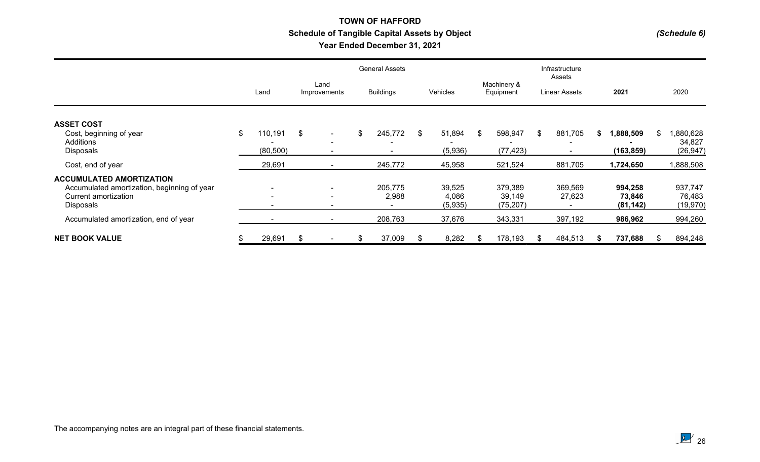# TOWN OF HAFFORD

## Schedule of Tangible Capital Assets by Object

### Year Ended December 31, 2021

*(Schedule 6)*

| | General Assets | | | | | Infrastructure Assets | | |
|---|---|---|---|---|---|---|---|---|
| | Land | Land Improvements | Buildings | Vehicles | Machinery & Equipment | Linear Assets | **2021** | 2020 |
| **ASSET COST** | | | | | | | | |
| Cost, beginning of year | $ 110,191 | $ - | $ 245,772 | $ 51,894 | $ 598,947 | $ 881,705 | **$ 1,888,509** | $ 1,880,628 |
| Additions | - | - | - | - | - | - | **-** | 34,827 |
| Disposals | (80,500) | - | - | (5,936) | (77,423) | - | **(163,859)** | (26,947) |
| Cost, end of year | 29,691 | - | 245,772 | 45,958 | 521,524 | 881,705 | **1,724,650** | 1,888,508 |
| **ACCUMULATED AMORTIZATION** | | | | | | | | |
| Accumulated amortization, beginning of year | - | - | 205,775 | 39,525 | 379,389 | 369,569 | **994,258** | 937,747 |
| Current amortization | - | - | 2,988 | 4,086 | 39,149 | 27,623 | **73,846** | 76,483 |
| Disposals | - | - | - | (5,935) | (75,207) | - | **(81,142)** | (19,970) |
| Accumulated amortization, end of year | - | - | 208,763 | 37,676 | 343,331 | 397,192 | **986,962** | 994,260 |
| **NET BOOK VALUE** | $ 29,691 | $ - | $ 37,009 | $ 8,282 | $ 178,193 | $ 484,513 | **$ 737,688** | $ 894,248 |

The accompanying notes are an integral part of these financial statements.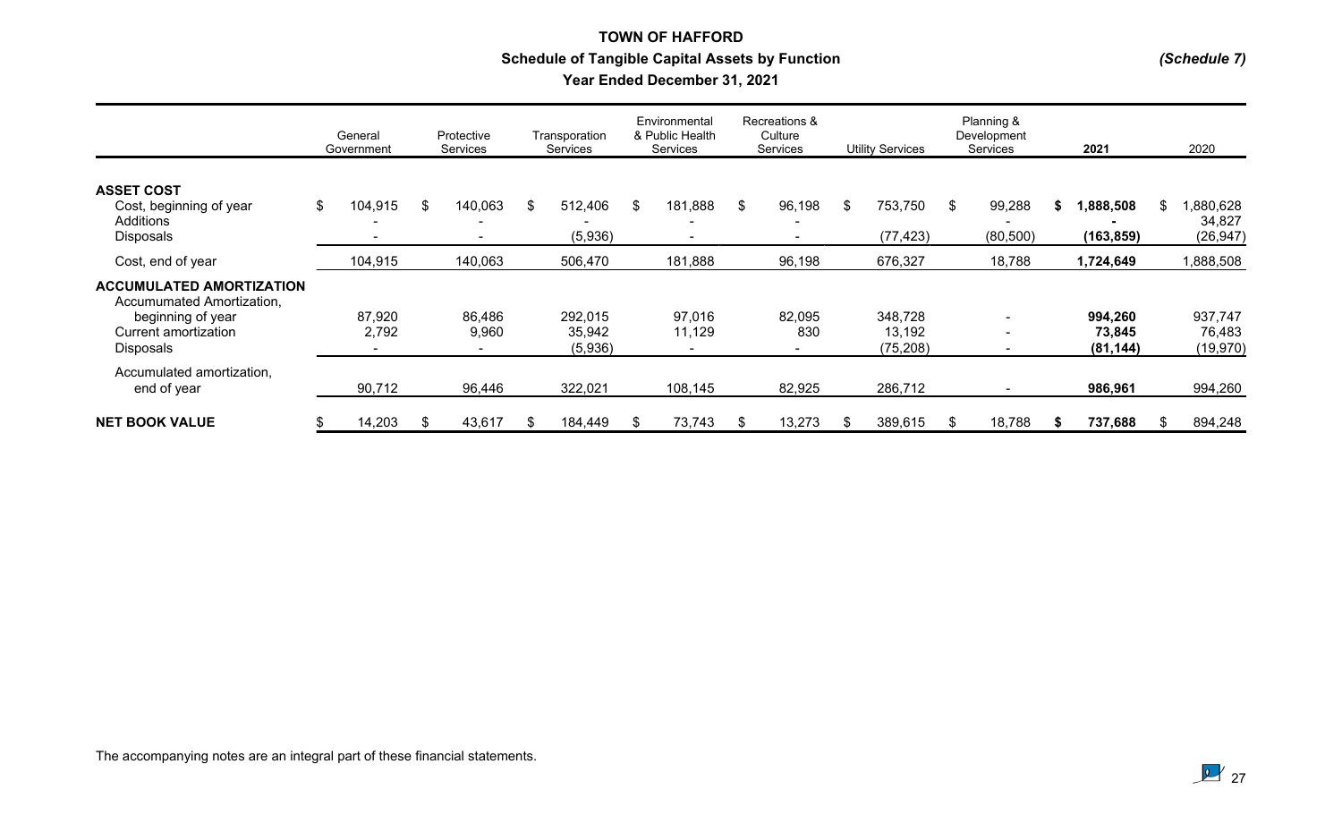**TOWN OF HAFFORD**

**Schedule of Tangible Capital Assets by Function**

**Year Ended December 31, 2021**

*(Schedule 7)*

| | General Government | Protective Services | Transporation Services | Environmental & Public Health Services | Recreations & Culture Services | Utility Services | Planning & Development Services | **2021** | 2020 |
|---|---|---|---|---|---|---|---|---|---|
| **ASSET COST** | | | | | | | | | |
| Cost, beginning of year | $ 104,915 | $ 140,063 | $ 512,406 | $ 181,888 | $ 96,198 | $ 753,750 | $ 99,288 | **$ 1,888,508** | $ 1,880,628 |
| Additions | - | - | - | - | - | | - | **-** | 34,827 |
| Disposals | - | - | (5,936) | - | - | (77,423) | (80,500) | **(163,859)** | (26,947) |
| Cost, end of year | 104,915 | 140,063 | 506,470 | 181,888 | 96,198 | 676,327 | 18,788 | **1,724,649** | 1,888,508 |
| **ACCUMULATED AMORTIZATION** | | | | | | | | | |
| Accumumated Amortization, beginning of year | 87,920 | 86,486 | 292,015 | 97,016 | 82,095 | 348,728 | - | **994,260** | 937,747 |
| Current amortization | 2,792 | 9,960 | 35,942 | 11,129 | 830 | 13,192 | - | **73,845** | 76,483 |
| Disposals | - | - | (5,936) | - | - | (75,208) | - | **(81,144)** | (19,970) |
| Accumulated amortization, end of year | 90,712 | 96,446 | 322,021 | 108,145 | 82,925 | 286,712 | - | **986,961** | 994,260 |
| **NET BOOK VALUE** | $ 14,203 | $ 43,617 | $ 184,449 | $ 73,743 | $ 13,273 | $ 389,615 | $ 18,788 | **$ 737,688** | $ 894,248 |

The accompanying notes are an integral part of these financial statements.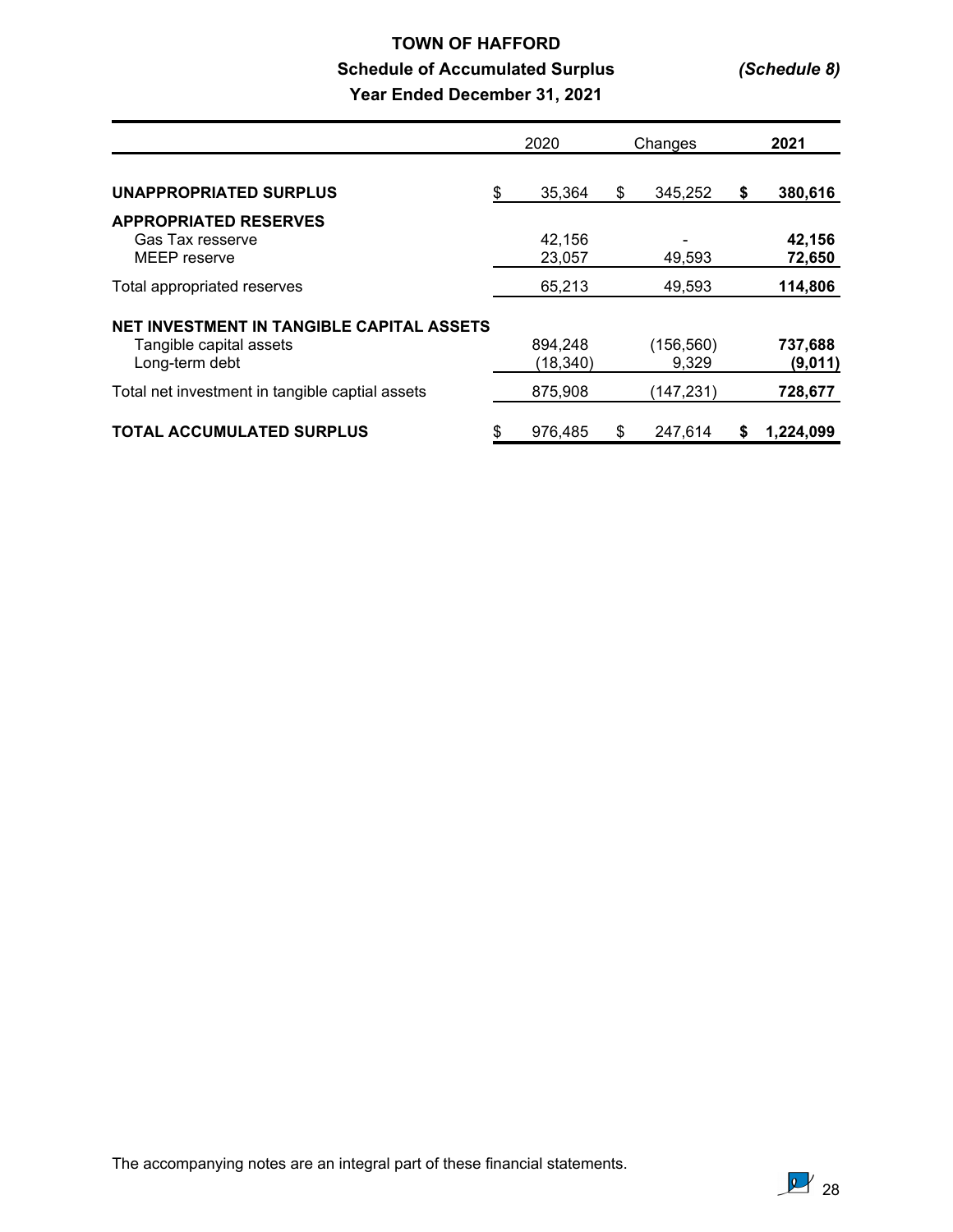# TOWN OF HAFFORD

## Schedule of Accumulated Surplus *(Schedule 8)*

### Year Ended December 31, 2021

| | 2020 | Changes | **2021** |
|---|---|---|---|
| **UNAPPROPRIATED SURPLUS** | $ 35,364 | $ 345,252 | **$ 380,616** |
| **APPROPRIATED RESERVES** | | | |
| Gas Tax resserve | 42,156 | - | **42,156** |
| MEEP reserve | 23,057 | 49,593 | **72,650** |
| Total appropriated reserves | 65,213 | 49,593 | **114,806** |
| **NET INVESTMENT IN TANGIBLE CAPITAL ASSETS** | | | |
| Tangible capital assets | 894,248 | (156,560) | **737,688** |
| Long-term debt | (18,340) | 9,329 | **(9,011)** |
| Total net investment in tangible captial assets | 875,908 | (147,231) | **728,677** |
| **TOTAL ACCUMULATED SURPLUS** | $ 976,485 | $ 247,614 | **$ 1,224,099** |

The accompanying notes are an integral part of these financial statements.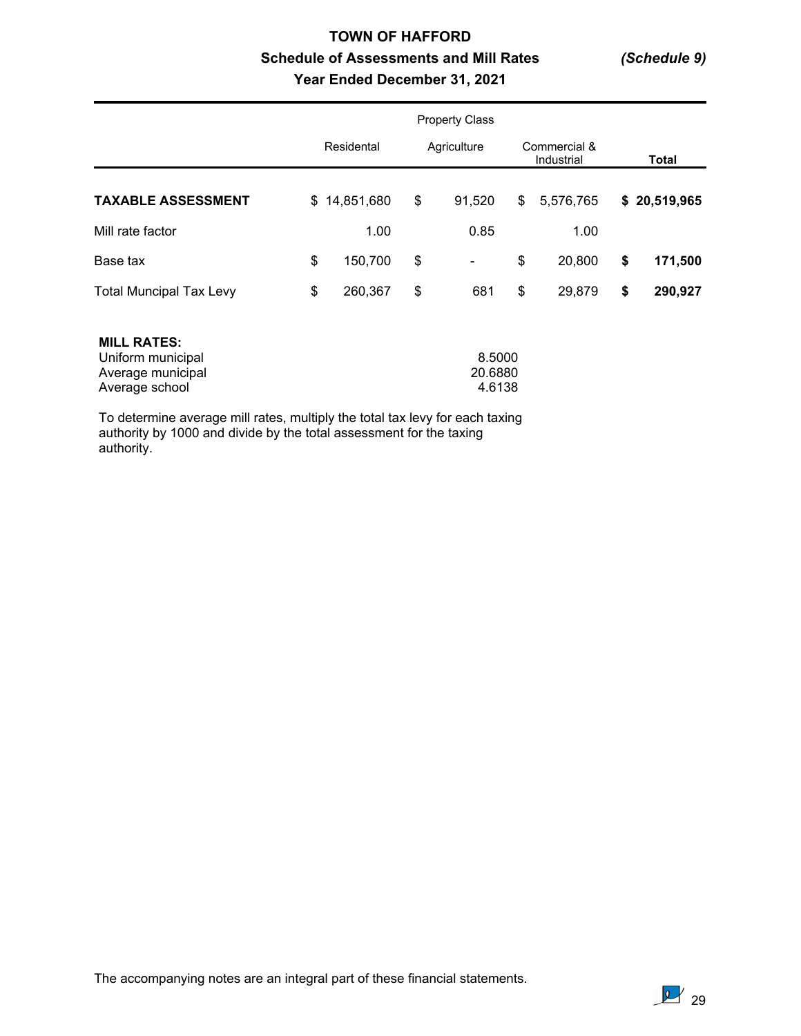# TOWN OF HAFFORD

## Schedule of Assessments and Mill Rates *(Schedule 9)*

### Year Ended December 31, 2021

| | Property Class | | | |
|---|---|---|---|---|
| | Residental | Agriculture | Commercial & Industrial | **Total** |
| **TAXABLE ASSESSMENT** | $ 14,851,680 | $ 91,520 | $ 5,576,765 | **$ 20,519,965** |
| Mill rate factor | 1.00 | 0.85 | 1.00 | |
| Base tax | $ 150,700 | $ - | $ 20,800 | **$ 171,500** |
| Total Muncipal Tax Levy | $ 260,367 | $ 681 | $ 29,879 | **$ 290,927** |

**MILL RATES:**

| | |
|---|---|
| Uniform municipal | 8.5000 |
| Average municipal | 20.6880 |
| Average school | 4.6138 |

To determine average mill rates, multiply the total tax levy for each taxing authority by 1000 and divide by the total assessment for the taxing authority.

The accompanying notes are an integral part of these financial statements.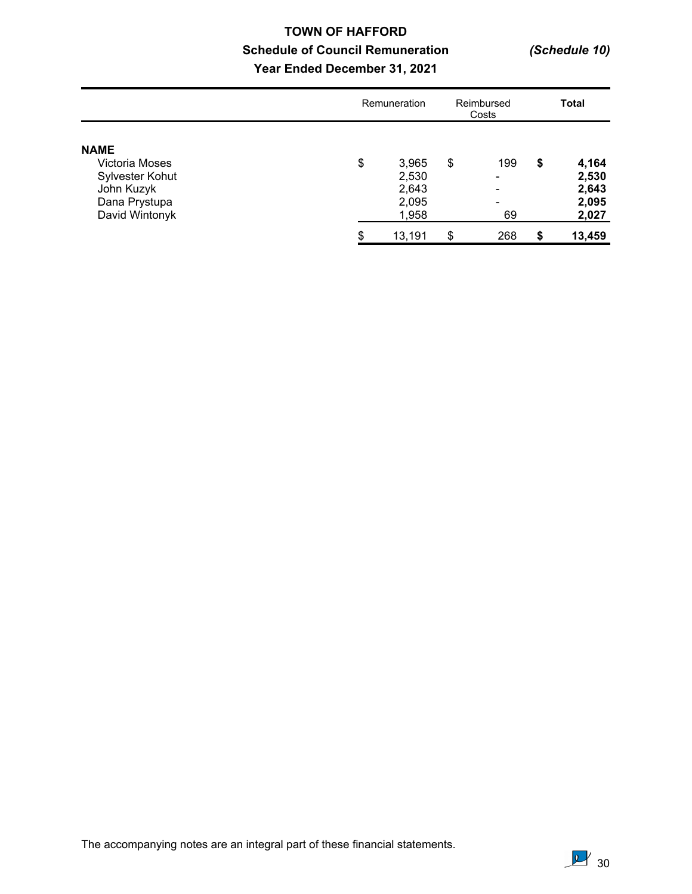**TOWN OF HAFFORD**

**Schedule of Council Remuneration** *(Schedule 10)*

**Year Ended December 31, 2021**

| | Remuneration | Reimbursed Costs | **Total** |
|---|---|---|---|
| **NAME** | | | |
| Victoria Moses | $ 3,965 | $ 199 | **$ 4,164** |
| Sylvester Kohut | 2,530 | - | **2,530** |
| John Kuzyk | 2,643 | - | **2,643** |
| Dana Prystupa | 2,095 | - | **2,095** |
| David Wintonyk | 1,958 | 69 | **2,027** |
| | $ 13,191 | $ 268 | **$ 13,459** |

The accompanying notes are an integral part of these financial statements.